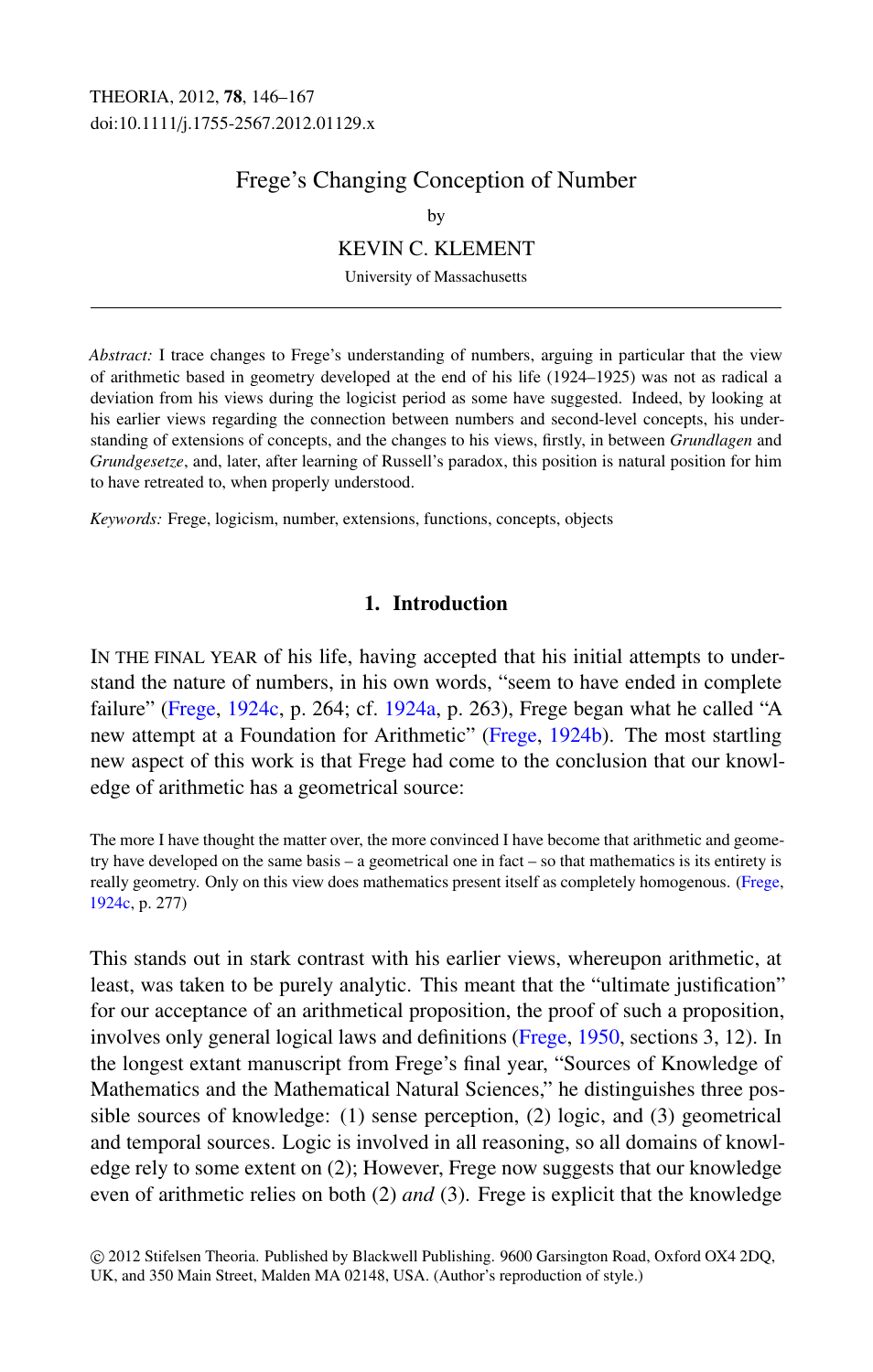THEORIA, 2012, **78**, 146–167
doi:10.1111/j.1755-2567.2012.01129.x

# Frege's Changing Conception of Number

by

KEVIN C. KLEMENT

University of Massachusetts

---

*Abstract:* I trace changes to Frege's understanding of numbers, arguing in particular that the view of arithmetic based in geometry developed at the end of his life (1924–1925) was not as radical a deviation from his views during the logicist period as some have suggested. Indeed, by looking at his earlier views regarding the connection between numbers and second-level concepts, his understanding of extensions of concepts, and the changes to his views, firstly, in between *Grundlagen* and *Grundgesetze*, and, later, after learning of Russell's paradox, this position is natural position for him to have retreated to, when properly understood.

*Keywords:* Frege, logicism, number, extensions, functions, concepts, objects

## 1. Introduction

IN THE FINAL YEAR of his life, having accepted that his initial attempts to understand the nature of numbers, in his own words, "seem to have ended in complete failure" (Frege, 1924c, p. 264; cf. 1924a, p. 263), Frege began what he called "A new attempt at a Foundation for Arithmetic" (Frege, 1924b). The most startling new aspect of this work is that Frege had come to the conclusion that our knowledge of arithmetic has a geometrical source:

> The more I have thought the matter over, the more convinced I have become that arithmetic and geometry have developed on the same basis – a geometrical one in fact – so that mathematics is its entirety is really geometry. Only on this view does mathematics present itself as completely homogenous. (Frege, 1924c, p. 277)

This stands out in stark contrast with his earlier views, whereupon arithmetic, at least, was taken to be purely analytic. This meant that the "ultimate justification" for our acceptance of an arithmetical proposition, the proof of such a proposition, involves only general logical laws and definitions (Frege, 1950, sections 3, 12). In the longest extant manuscript from Frege's final year, "Sources of Knowledge of Mathematics and the Mathematical Natural Sciences," he distinguishes three possible sources of knowledge: (1) sense perception, (2) logic, and (3) geometrical and temporal sources. Logic is involved in all reasoning, so all domains of knowledge rely to some extent on (2); However, Frege now suggests that our knowledge even of arithmetic relies on both (2) *and* (3). Frege is explicit that the knowledge

© 2012 Stifelsen Theoria. Published by Blackwell Publishing. 9600 Garsington Road, Oxford OX4 2DQ, UK, and 350 Main Street, Malden MA 02148, USA. (Author's reproduction of style.)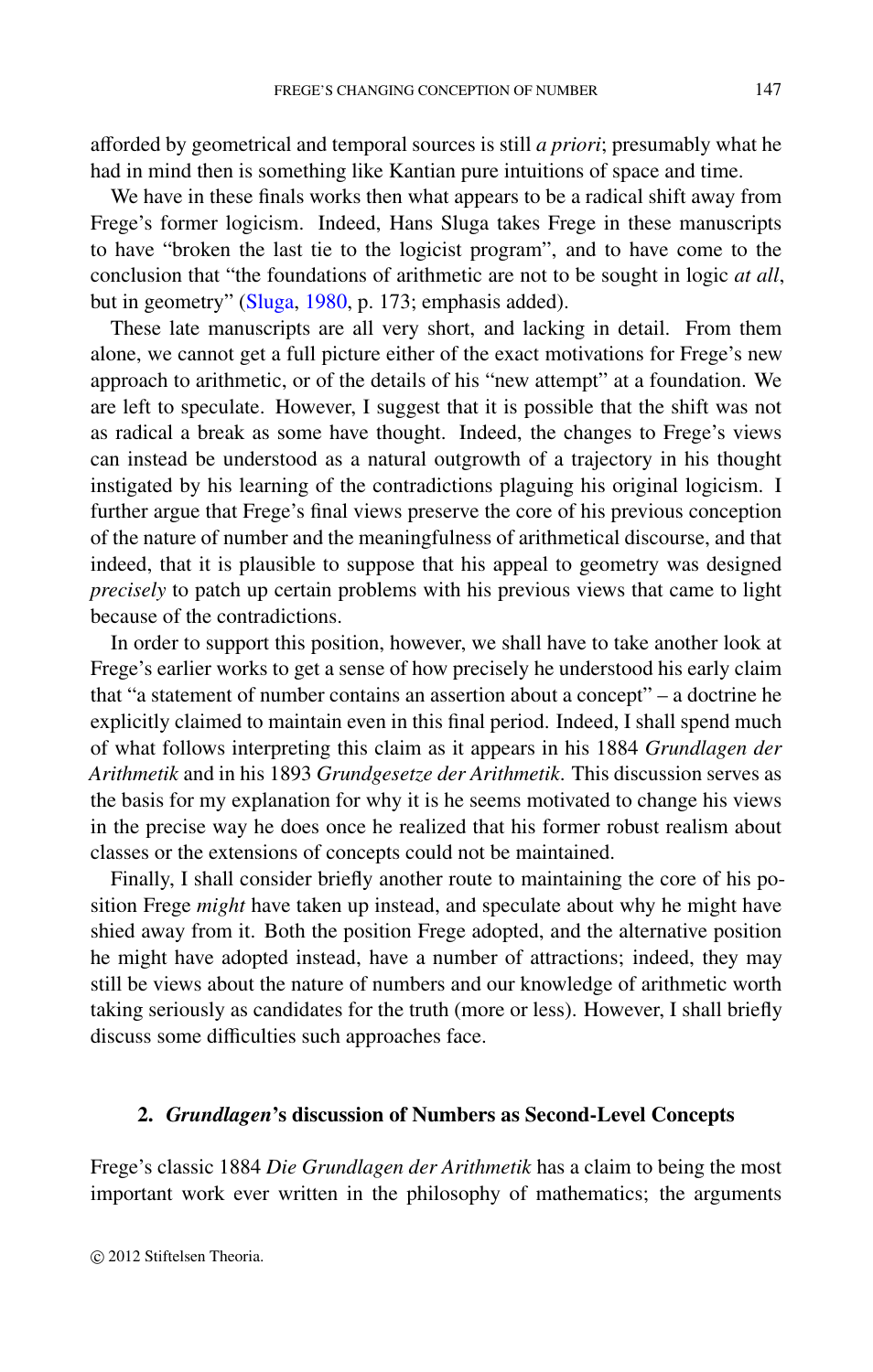afforded by geometrical and temporal sources is still *a priori*; presumably what he had in mind then is something like Kantian pure intuitions of space and time.

We have in these finals works then what appears to be a radical shift away from Frege's former logicism. Indeed, Hans Sluga takes Frege in these manuscripts to have "broken the last tie to the logicist program", and to have come to the conclusion that "the foundations of arithmetic are not to be sought in logic *at all*, but in geometry" (Sluga, 1980, p. 173; emphasis added).

These late manuscripts are all very short, and lacking in detail. From them alone, we cannot get a full picture either of the exact motivations for Frege's new approach to arithmetic, or of the details of his "new attempt" at a foundation. We are left to speculate. However, I suggest that it is possible that the shift was not as radical a break as some have thought. Indeed, the changes to Frege's views can instead be understood as a natural outgrowth of a trajectory in his thought instigated by his learning of the contradictions plaguing his original logicism. I further argue that Frege's final views preserve the core of his previous conception of the nature of number and the meaningfulness of arithmetical discourse, and that indeed, that it is plausible to suppose that his appeal to geometry was designed *precisely* to patch up certain problems with his previous views that came to light because of the contradictions.

In order to support this position, however, we shall have to take another look at Frege's earlier works to get a sense of how precisely he understood his early claim that "a statement of number contains an assertion about a concept" – a doctrine he explicitly claimed to maintain even in this final period. Indeed, I shall spend much of what follows interpreting this claim as it appears in his 1884 *Grundlagen der Arithmetik* and in his 1893 *Grundgesetze der Arithmetik*. This discussion serves as the basis for my explanation for why it is he seems motivated to change his views in the precise way he does once he realized that his former robust realism about classes or the extensions of concepts could not be maintained.

Finally, I shall consider briefly another route to maintaining the core of his position Frege *might* have taken up instead, and speculate about why he might have shied away from it. Both the position Frege adopted, and the alternative position he might have adopted instead, have a number of attractions; indeed, they may still be views about the nature of numbers and our knowledge of arithmetic worth taking seriously as candidates for the truth (more or less). However, I shall briefly discuss some difficulties such approaches face.

## 2. *Grundlagen*'s discussion of Numbers as Second-Level Concepts

Frege's classic 1884 *Die Grundlagen der Arithmetik* has a claim to being the most important work ever written in the philosophy of mathematics; the arguments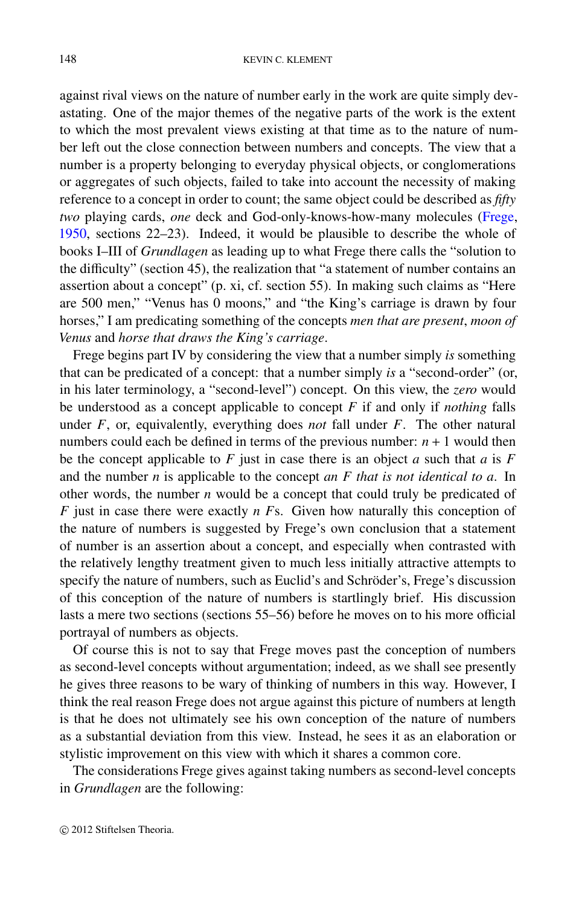against rival views on the nature of number early in the work are quite simply devastating. One of the major themes of the negative parts of the work is the extent to which the most prevalent views existing at that time as to the nature of number left out the close connection between numbers and concepts. The view that a number is a property belonging to everyday physical objects, or conglomerations or aggregates of such objects, failed to take into account the necessity of making reference to a concept in order to count; the same object could be described as *fifty two* playing cards, *one* deck and God-only-knows-how-many molecules (Frege, 1950, sections 22–23). Indeed, it would be plausible to describe the whole of books I–III of *Grundlagen* as leading up to what Frege there calls the "solution to the difficulty" (section 45), the realization that "a statement of number contains an assertion about a concept" (p. xi, cf. section 55). In making such claims as "Here are 500 men," "Venus has 0 moons," and "the King's carriage is drawn by four horses," I am predicating something of the concepts *men that are present*, *moon of Venus* and *horse that draws the King's carriage*.

Frege begins part IV by considering the view that a number simply *is* something that can be predicated of a concept: that a number simply *is* a "second-order" (or, in his later terminology, a "second-level") concept. On this view, the *zero* would be understood as a concept applicable to concept $F$ if and only if *nothing* falls under $F$, or, equivalently, everything does *not* fall under $F$. The other natural numbers could each be defined in terms of the previous number: $n + 1$ would then be the concept applicable to $F$ just in case there is an object $a$ such that $a$ is $F$ and the number $n$ is applicable to the concept *an* $F$ *that is not identical to* $a$. In other words, the number $n$ would be a concept that could truly be predicated of $F$ just in case there were exactly $n$ $F$s. Given how naturally this conception of the nature of numbers is suggested by Frege's own conclusion that a statement of number is an assertion about a concept, and especially when contrasted with the relatively lengthy treatment given to much less initially attractive attempts to specify the nature of numbers, such as Euclid's and Schröder's, Frege's discussion of this conception of the nature of numbers is startlingly brief. His discussion lasts a mere two sections (sections 55–56) before he moves on to his more official portrayal of numbers as objects.

Of course this is not to say that Frege moves past the conception of numbers as second-level concepts without argumentation; indeed, as we shall see presently he gives three reasons to be wary of thinking of numbers in this way. However, I think the real reason Frege does not argue against this picture of numbers at length is that he does not ultimately see his own conception of the nature of numbers as a substantial deviation from this view. Instead, he sees it as an elaboration or stylistic improvement on this view with which it shares a common core.

The considerations Frege gives against taking numbers as second-level concepts in *Grundlagen* are the following:

© 2012 Stiftelsen Theoria.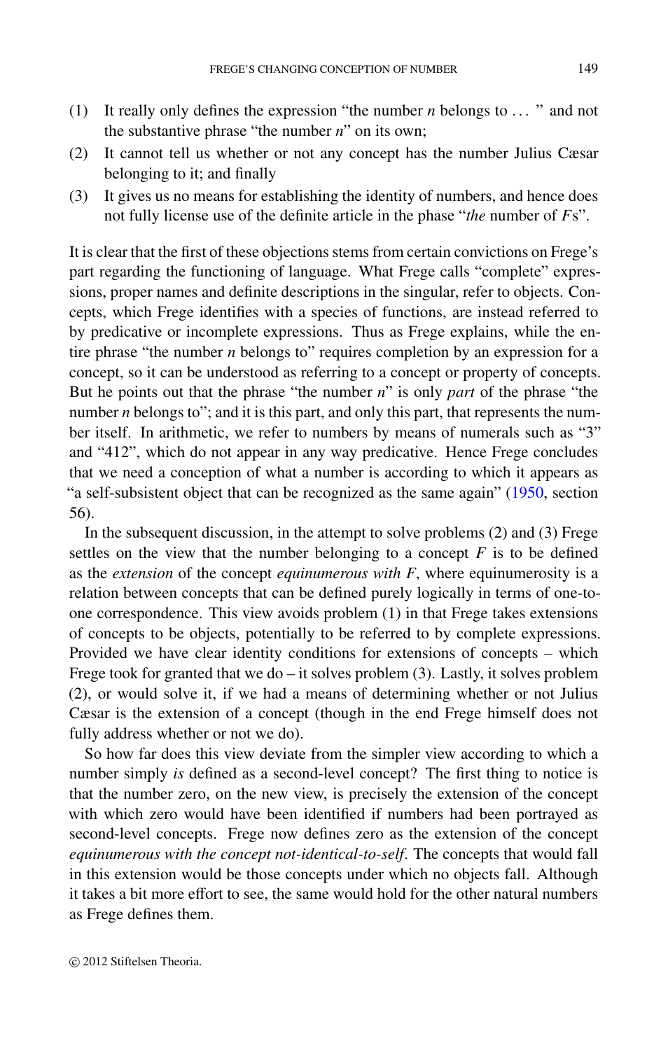(1) It really only defines the expression “the number $n$ belongs to ... ” and not the substantive phrase “the number $n$” on its own;
(2) It cannot tell us whether or not any concept has the number Julius Cæsar belonging to it; and finally
(3) It gives us no means for establishing the identity of numbers, and hence does not fully license use of the definite article in the phase “*the* number of $F$s”.

It is clear that the first of these objections stems from certain convictions on Frege’s part regarding the functioning of language. What Frege calls “complete” expressions, proper names and definite descriptions in the singular, refer to objects. Concepts, which Frege identifies with a species of functions, are instead referred to by predicative or incomplete expressions. Thus as Frege explains, while the entire phrase “the number $n$ belongs to” requires completion by an expression for a concept, so it can be understood as referring to a concept or property of concepts. But he points out that the phrase “the number $n$” is only *part* of the phrase “the number $n$ belongs to”; and it is this part, and only this part, that represents the number itself. In arithmetic, we refer to numbers by means of numerals such as “3” and “412”, which do not appear in any way predicative. Hence Frege concludes that we need a conception of what a number is according to which it appears as “a self-subsistent object that can be recognized as the same again” (1950, section 56).

In the subsequent discussion, in the attempt to solve problems (2) and (3) Frege settles on the view that the number belonging to a concept $F$ is to be defined as the *extension* of the concept *equinumerous with* $F$, where equinumerosity is a relation between concepts that can be defined purely logically in terms of one-to-one correspondence. This view avoids problem (1) in that Frege takes extensions of concepts to be objects, potentially to be referred to by complete expressions. Provided we have clear identity conditions for extensions of concepts – which Frege took for granted that we do – it solves problem (3). Lastly, it solves problem (2), or would solve it, if we had a means of determining whether or not Julius Cæsar is the extension of a concept (though in the end Frege himself does not fully address whether or not we do).

So how far does this view deviate from the simpler view according to which a number simply *is* defined as a second-level concept? The first thing to notice is that the number zero, on the new view, is precisely the extension of the concept with which zero would have been identified if numbers had been portrayed as second-level concepts. Frege now defines zero as the extension of the concept *equinumerous with the concept not-identical-to-self*. The concepts that would fall in this extension would be those concepts under which no objects fall. Although it takes a bit more effort to see, the same would hold for the other natural numbers as Frege defines them.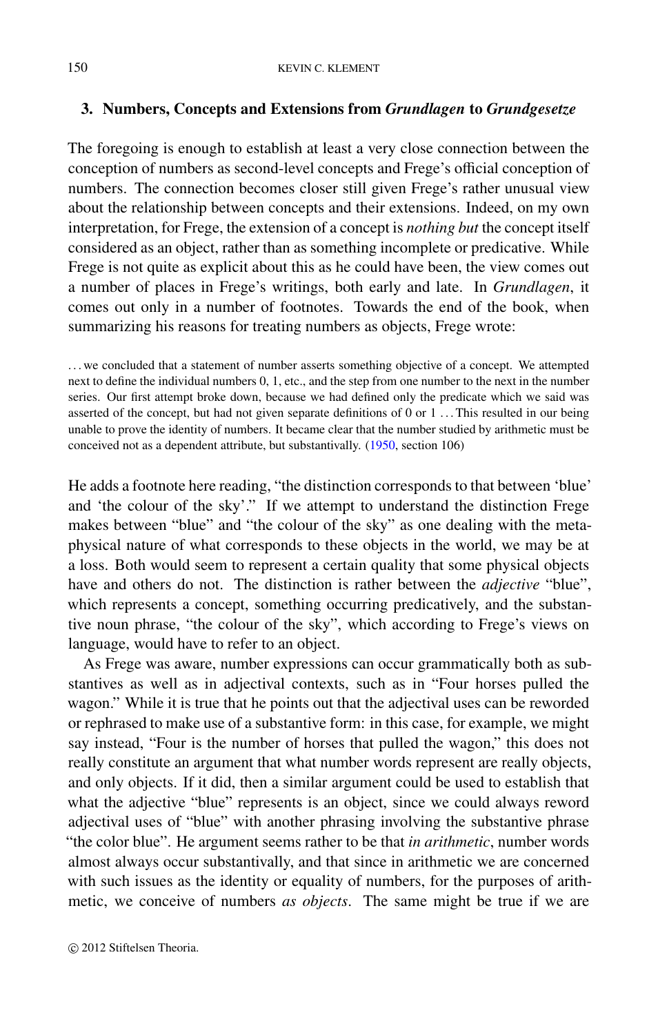## 3. Numbers, Concepts and Extensions from *Grundlagen* to *Grundgesetze*

The foregoing is enough to establish at least a very close connection between the conception of numbers as second-level concepts and Frege's official conception of numbers. The connection becomes closer still given Frege's rather unusual view about the relationship between concepts and their extensions. Indeed, on my own interpretation, for Frege, the extension of a concept is *nothing but* the concept itself considered as an object, rather than as something incomplete or predicative. While Frege is not quite as explicit about this as he could have been, the view comes out a number of places in Frege's writings, both early and late. In *Grundlagen*, it comes out only in a number of footnotes. Towards the end of the book, when summarizing his reasons for treating numbers as objects, Frege wrote:

> ...we concluded that a statement of number asserts something objective of a concept. We attempted next to define the individual numbers 0, 1, etc., and the step from one number to the next in the number series. Our first attempt broke down, because we had defined only the predicate which we said was asserted of the concept, but had not given separate definitions of 0 or 1 ...This resulted in our being unable to prove the identity of numbers. It became clear that the number studied by arithmetic must be conceived not as a dependent attribute, but substantivally. (1950, section 106)

He adds a footnote here reading, "the distinction corresponds to that between 'blue' and 'the colour of the sky'." If we attempt to understand the distinction Frege makes between "blue" and "the colour of the sky" as one dealing with the metaphysical nature of what corresponds to these objects in the world, we may be at a loss. Both would seem to represent a certain quality that some physical objects have and others do not. The distinction is rather between the *adjective* "blue", which represents a concept, something occurring predicatively, and the substantive noun phrase, "the colour of the sky", which according to Frege's views on language, would have to refer to an object.

As Frege was aware, number expressions can occur grammatically both as substantives as well as in adjectival contexts, such as in "Four horses pulled the wagon." While it is true that he points out that the adjectival uses can be reworded or rephrased to make use of a substantive form: in this case, for example, we might say instead, "Four is the number of horses that pulled the wagon," this does not really constitute an argument that what number words represent are really objects, and only objects. If it did, then a similar argument could be used to establish that what the adjective "blue" represents is an object, since we could always reword adjectival uses of "blue" with another phrasing involving the substantive phrase "the color blue". He argument seems rather to be that *in arithmetic*, number words almost always occur substantivally, and that since in arithmetic we are concerned with such issues as the identity or equality of numbers, for the purposes of arithmetic, we conceive of numbers *as objects*. The same might be true if we are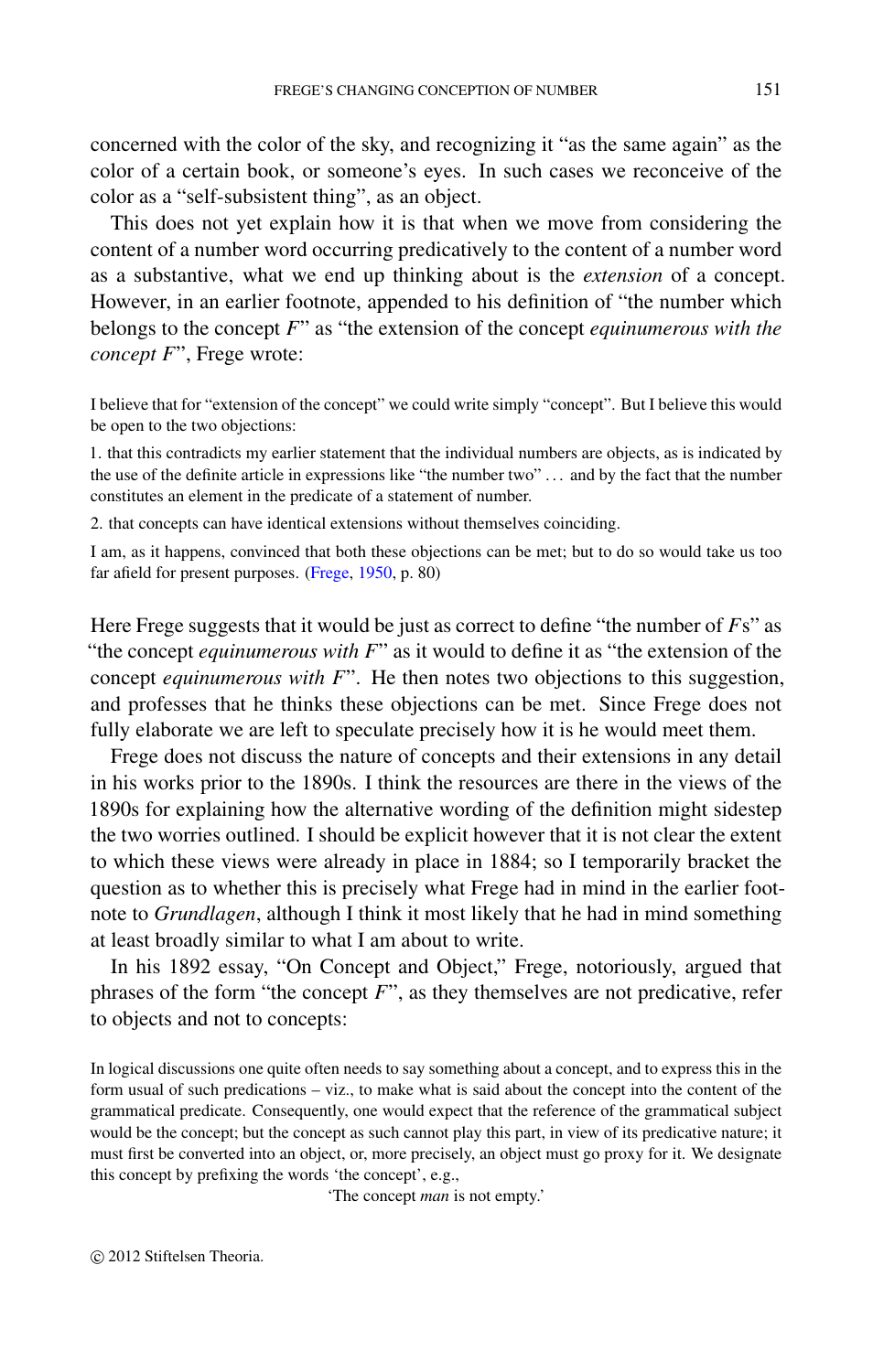concerned with the color of the sky, and recognizing it "as the same again" as the color of a certain book, or someone's eyes. In such cases we reconceive of the color as a "self-subsistent thing", as an object.

This does not yet explain how it is that when we move from considering the content of a number word occurring predicatively to the content of a number word as a substantive, what we end up thinking about is the *extension* of a concept. However, in an earlier footnote, appended to his definition of "the number which belongs to the concept $F$" as "the extension of the concept *equinumerous with the concept* $F$", Frege wrote:

> I believe that for "extension of the concept" we could write simply "concept". But I believe this would be open to the two objections:
>
> 1. that this contradicts my earlier statement that the individual numbers are objects, as is indicated by the use of the definite article in expressions like "the number two" ... and by the fact that the number constitutes an element in the predicate of a statement of number.
>
> 2. that concepts can have identical extensions without themselves coinciding.
>
> I am, as it happens, convinced that both these objections can be met; but to do so would take us too far afield for present purposes. (Frege, 1950, p. 80)

Here Frege suggests that it would be just as correct to define "the number of $F$s" as "the concept *equinumerous with* $F$" as it would to define it as "the extension of the concept *equinumerous with* $F$". He then notes two objections to this suggestion, and professes that he thinks these objections can be met. Since Frege does not fully elaborate we are left to speculate precisely how it is he would meet them.

Frege does not discuss the nature of concepts and their extensions in any detail in his works prior to the 1890s. I think the resources are there in the views of the 1890s for explaining how the alternative wording of the definition might sidestep the two worries outlined. I should be explicit however that it is not clear the extent to which these views were already in place in 1884; so I temporarily bracket the question as to whether this is precisely what Frege had in mind in the earlier footnote to *Grundlagen*, although I think it most likely that he had in mind something at least broadly similar to what I am about to write.

In his 1892 essay, "On Concept and Object," Frege, notoriously, argued that phrases of the form "the concept $F$", as they themselves are not predicative, refer to objects and not to concepts:

> In logical discussions one quite often needs to say something about a concept, and to express this in the form usual of such predications – viz., to make what is said about the concept into the content of the grammatical predicate. Consequently, one would expect that the reference of the grammatical subject would be the concept; but the concept as such cannot play this part, in view of its predicative nature; it must first be converted into an object, or, more precisely, an object must go proxy for it. We designate this concept by prefixing the words 'the concept', e.g.,
>
> 'The concept *man* is not empty.'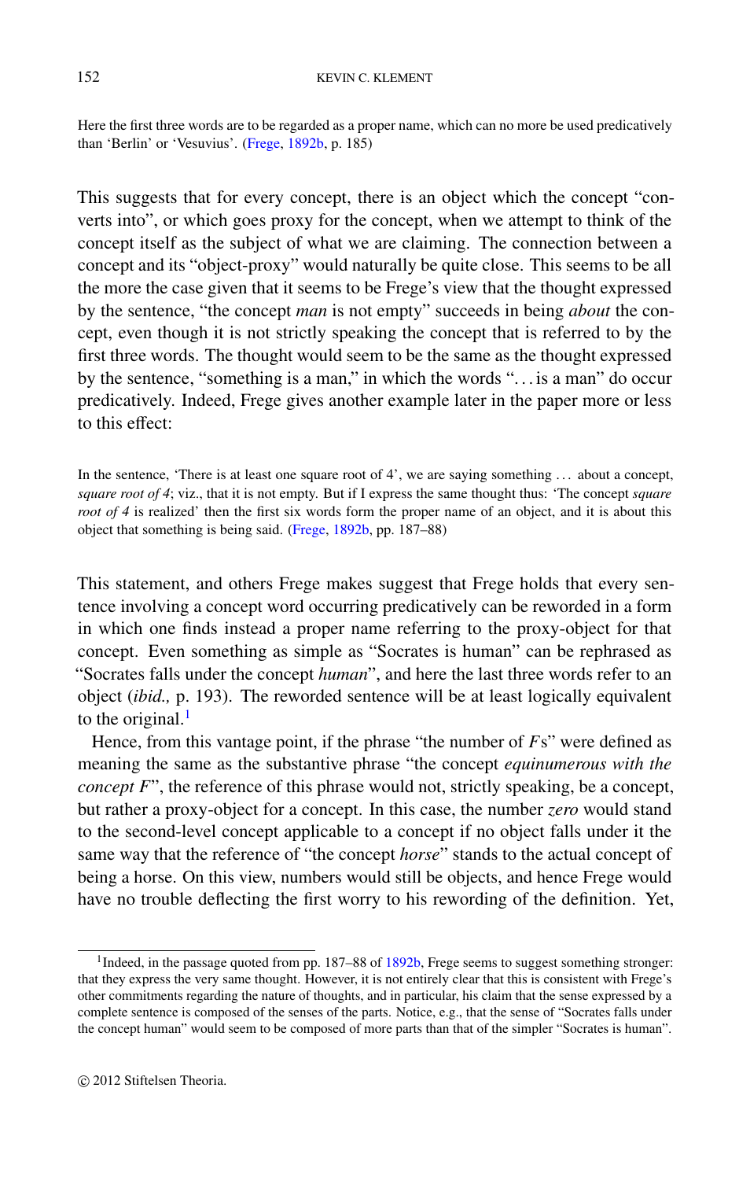Here the first three words are to be regarded as a proper name, which can no more be used predicatively than 'Berlin' or 'Vesuvius'. (Frege, 1892b, p. 185)

This suggests that for every concept, there is an object which the concept "converts into", or which goes proxy for the concept, when we attempt to think of the concept itself as the subject of what we are claiming. The connection between a concept and its "object-proxy" would naturally be quite close. This seems to be all the more the case given that it seems to be Frege's view that the thought expressed by the sentence, "the concept *man* is not empty" succeeds in being *about* the concept, even though it is not strictly speaking the concept that is referred to by the first three words. The thought would seem to be the same as the thought expressed by the sentence, "something is a man," in which the words "…is a man" do occur predicatively. Indeed, Frege gives another example later in the paper more or less to this effect:

In the sentence, 'There is at least one square root of 4', we are saying something … about a concept, *square root of 4*; viz., that it is not empty. But if I express the same thought thus: 'The concept *square root of 4* is realized' then the first six words form the proper name of an object, and it is about this object that something is being said. (Frege, 1892b, pp. 187–88)

This statement, and others Frege makes suggest that Frege holds that every sentence involving a concept word occurring predicatively can be reworded in a form in which one finds instead a proper name referring to the proxy-object for that concept. Even something as simple as "Socrates is human" can be rephrased as "Socrates falls under the concept *human*", and here the last three words refer to an object (*ibid.,* p. 193). The reworded sentence will be at least logically equivalent to the original.[1]

Hence, from this vantage point, if the phrase "the number of $F$s" were defined as meaning the same as the substantive phrase "the concept *equinumerous with the concept* $F$", the reference of this phrase would not, strictly speaking, be a concept, but rather a proxy-object for a concept. In this case, the number *zero* would stand to the second-level concept applicable to a concept if no object falls under it the same way that the reference of "the concept *horse*" stands to the actual concept of being a horse. On this view, numbers would still be objects, and hence Frege would have no trouble deflecting the first worry to his rewording of the definition. Yet,

[1] Indeed, in the passage quoted from pp. 187–88 of 1892b, Frege seems to suggest something stronger: that they express the very same thought. However, it is not entirely clear that this is consistent with Frege's other commitments regarding the nature of thoughts, and in particular, his claim that the sense expressed by a complete sentence is composed of the senses of the parts. Notice, e.g., that the sense of "Socrates falls under the concept human" would seem to be composed of more parts than that of the simpler "Socrates is human".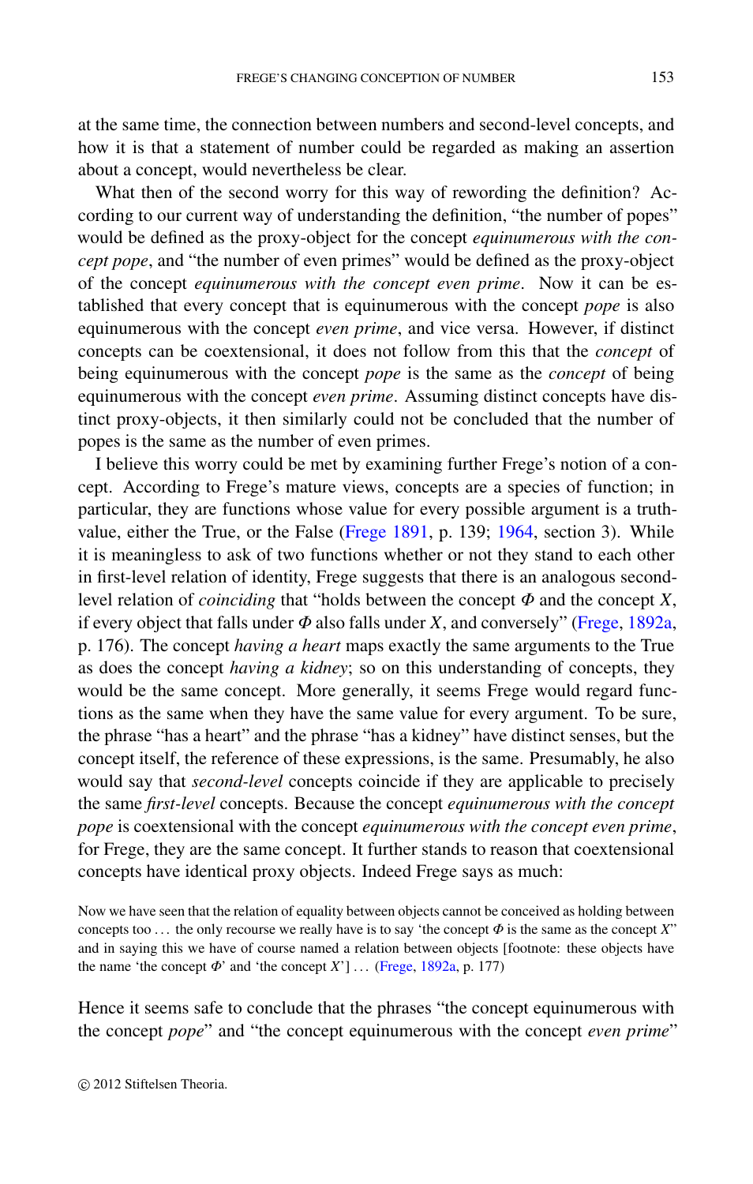at the same time, the connection between numbers and second-level concepts, and how it is that a statement of number could be regarded as making an assertion about a concept, would nevertheless be clear.

What then of the second worry for this way of rewording the definition? According to our current way of understanding the definition, "the number of popes" would be defined as the proxy-object for the concept *equinumerous with the concept pope*, and "the number of even primes" would be defined as the proxy-object of the concept *equinumerous with the concept even prime*. Now it can be established that every concept that is equinumerous with the concept *pope* is also equinumerous with the concept *even prime*, and vice versa. However, if distinct concepts can be coextensional, it does not follow from this that the *concept* of being equinumerous with the concept *pope* is the same as the *concept* of being equinumerous with the concept *even prime*. Assuming distinct concepts have distinct proxy-objects, it then similarly could not be concluded that the number of popes is the same as the number of even primes.

I believe this worry could be met by examining further Frege's notion of a concept. According to Frege's mature views, concepts are a species of function; in particular, they are functions whose value for every possible argument is a truth-value, either the True, or the False (Frege 1891, p. 139; 1964, section 3). While it is meaningless to ask of two functions whether or not they stand to each other in first-level relation of identity, Frege suggests that there is an analogous second-level relation of *coinciding* that "holds between the concept $\Phi$ and the concept $X$, if every object that falls under $\Phi$ also falls under $X$, and conversely" (Frege, 1892a, p. 176). The concept *having a heart* maps exactly the same arguments to the True as does the concept *having a kidney*; so on this understanding of concepts, they would be the same concept. More generally, it seems Frege would regard functions as the same when they have the same value for every argument. To be sure, the phrase "has a heart" and the phrase "has a kidney" have distinct senses, but the concept itself, the reference of these expressions, is the same. Presumably, he also would say that *second-level* concepts coincide if they are applicable to precisely the same *first-level* concepts. Because the concept *equinumerous with the concept pope* is coextensional with the concept *equinumerous with the concept even prime*, for Frege, they are the same concept. It further stands to reason that coextensional concepts have identical proxy objects. Indeed Frege says as much:

> Now we have seen that the relation of equality between objects cannot be conceived as holding between concepts too ... the only recourse we really have is to say 'the concept $\Phi$ is the same as the concept $X$' and in saying this we have of course named a relation between objects [footnote: these objects have the name 'the concept $\Phi$' and 'the concept $X$'] ... (Frege, 1892a, p. 177)

Hence it seems safe to conclude that the phrases "the concept equinumerous with the concept *pope*" and "the concept equinumerous with the concept *even prime*"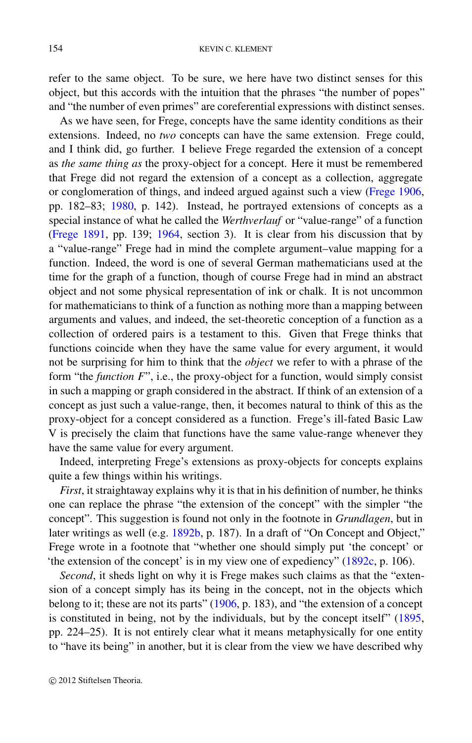refer to the same object. To be sure, we here have two distinct senses for this object, but this accords with the intuition that the phrases “the number of popes” and “the number of even primes” are coreferential expressions with distinct senses.

As we have seen, for Frege, concepts have the same identity conditions as their extensions. Indeed, no *two* concepts can have the same extension. Frege could, and I think did, go further. I believe Frege regarded the extension of a concept as *the same thing as* the proxy-object for a concept. Here it must be remembered that Frege did not regard the extension of a concept as a collection, aggregate or conglomeration of things, and indeed argued against such a view (Frege 1906, pp. 182–83; 1980, p. 142). Instead, he portrayed extensions of concepts as a special instance of what he called the *Werthverlauf* or “value-range” of a function (Frege 1891, pp. 139; 1964, section 3). It is clear from his discussion that by a “value-range” Frege had in mind the complete argument–value mapping for a function. Indeed, the word is one of several German mathematicians used at the time for the graph of a function, though of course Frege had in mind an abstract object and not some physical representation of ink or chalk. It is not uncommon for mathematicians to think of a function as nothing more than a mapping between arguments and values, and indeed, the set-theoretic conception of a function as a collection of ordered pairs is a testament to this. Given that Frege thinks that functions coincide when they have the same value for every argument, it would not be surprising for him to think that the *object* we refer to with a phrase of the form “the *function* $F$”, i.e., the proxy-object for a function, would simply consist in such a mapping or graph considered in the abstract. If think of an extension of a concept as just such a value-range, then, it becomes natural to think of this as the proxy-object for a concept considered as a function. Frege’s ill-fated Basic Law V is precisely the claim that functions have the same value-range whenever they have the same value for every argument.

Indeed, interpreting Frege’s extensions as proxy-objects for concepts explains quite a few things within his writings.

*First*, it straightaway explains why it is that in his definition of number, he thinks one can replace the phrase “the extension of the concept” with the simpler “the concept”. This suggestion is found not only in the footnote in *Grundlagen*, but in later writings as well (e.g. 1892b, p. 187). In a draft of “On Concept and Object,” Frege wrote in a footnote that “whether one should simply put ‘the concept’ or ‘the extension of the concept’ is in my view one of expediency” (1892c, p. 106).

*Second*, it sheds light on why it is Frege makes such claims as that the “extension of a concept simply has its being in the concept, not in the objects which belong to it; these are not its parts” (1906, p. 183), and “the extension of a concept is constituted in being, not by the individuals, but by the concept itself” (1895, pp. 224–25). It is not entirely clear what it means metaphysically for one entity to “have its being” in another, but it is clear from the view we have described why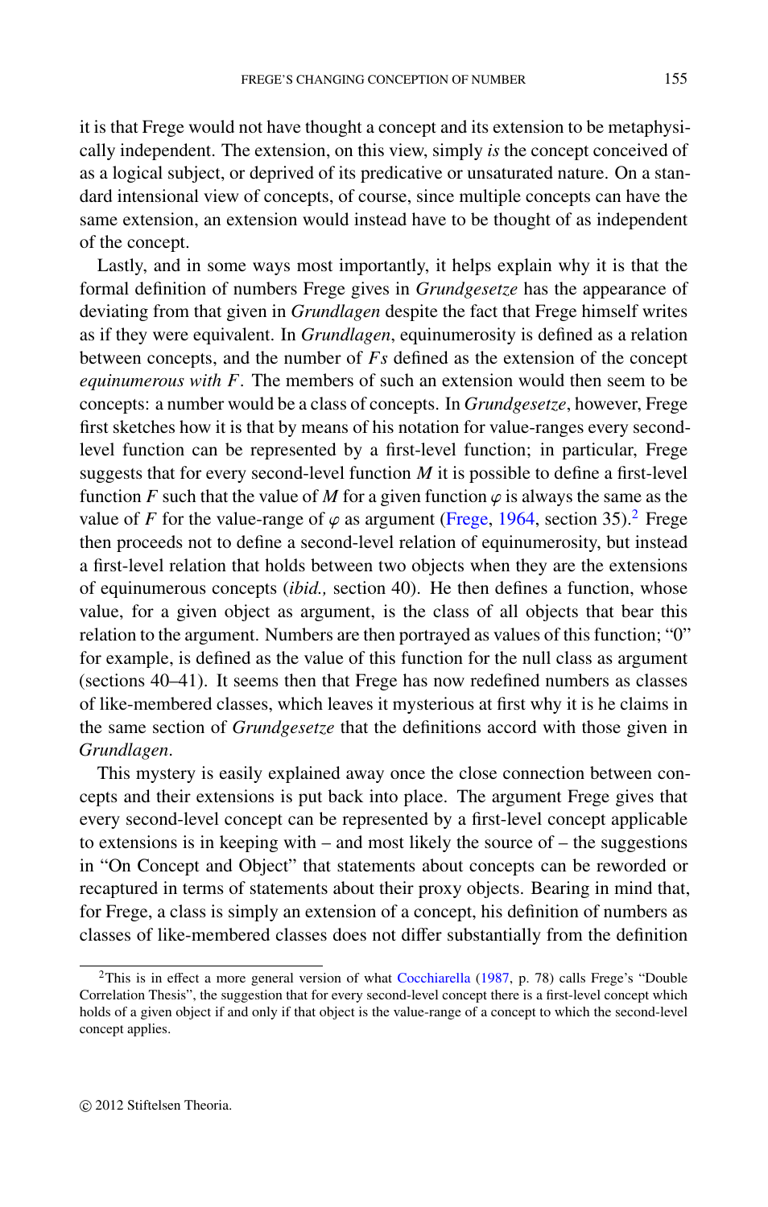it is that Frege would not have thought a concept and its extension to be metaphysically independent. The extension, on this view, simply *is* the concept conceived of as a logical subject, or deprived of its predicative or unsaturated nature. On a standard intensional view of concepts, of course, since multiple concepts can have the same extension, an extension would instead have to be thought of as independent of the concept.

Lastly, and in some ways most importantly, it helps explain why it is that the formal definition of numbers Frege gives in *Grundgesetze* has the appearance of deviating from that given in *Grundlagen* despite the fact that Frege himself writes as if they were equivalent. In *Grundlagen*, equinumerosity is defined as a relation between concepts, and the number of $F$s defined as the extension of the concept *equinumerous with* $F$. The members of such an extension would then seem to be concepts: a number would be a class of concepts. In *Grundgesetze*, however, Frege first sketches how it is that by means of his notation for value-ranges every second-level function can be represented by a first-level function; in particular, Frege suggests that for every second-level function $M$ it is possible to define a first-level function $F$ such that the value of $M$ for a given function $\varphi$ is always the same as the value of $F$ for the value-range of $\varphi$ as argument (Frege, 1964, section 35).[2] Frege then proceeds not to define a second-level relation of equinumerosity, but instead a first-level relation that holds between two objects when they are the extensions of equinumerous concepts (*ibid.,* section 40). He then defines a function, whose value, for a given object as argument, is the class of all objects that bear this relation to the argument. Numbers are then portrayed as values of this function; "0" for example, is defined as the value of this function for the null class as argument (sections 40–41). It seems then that Frege has now redefined numbers as classes of like-membered classes, which leaves it mysterious at first why it is he claims in the same section of *Grundgesetze* that the definitions accord with those given in *Grundlagen*.

This mystery is easily explained away once the close connection between concepts and their extensions is put back into place. The argument Frege gives that every second-level concept can be represented by a first-level concept applicable to extensions is in keeping with – and most likely the source of – the suggestions in "On Concept and Object" that statements about concepts can be reworded or recaptured in terms of statements about their proxy objects. Bearing in mind that, for Frege, a class is simply an extension of a concept, his definition of numbers as classes of like-membered classes does not differ substantially from the definition

[2]This is in effect a more general version of what Cocchiarella (1987, p. 78) calls Frege's "Double Correlation Thesis", the suggestion that for every second-level concept there is a first-level concept which holds of a given object if and only if that object is the value-range of a concept to which the second-level concept applies.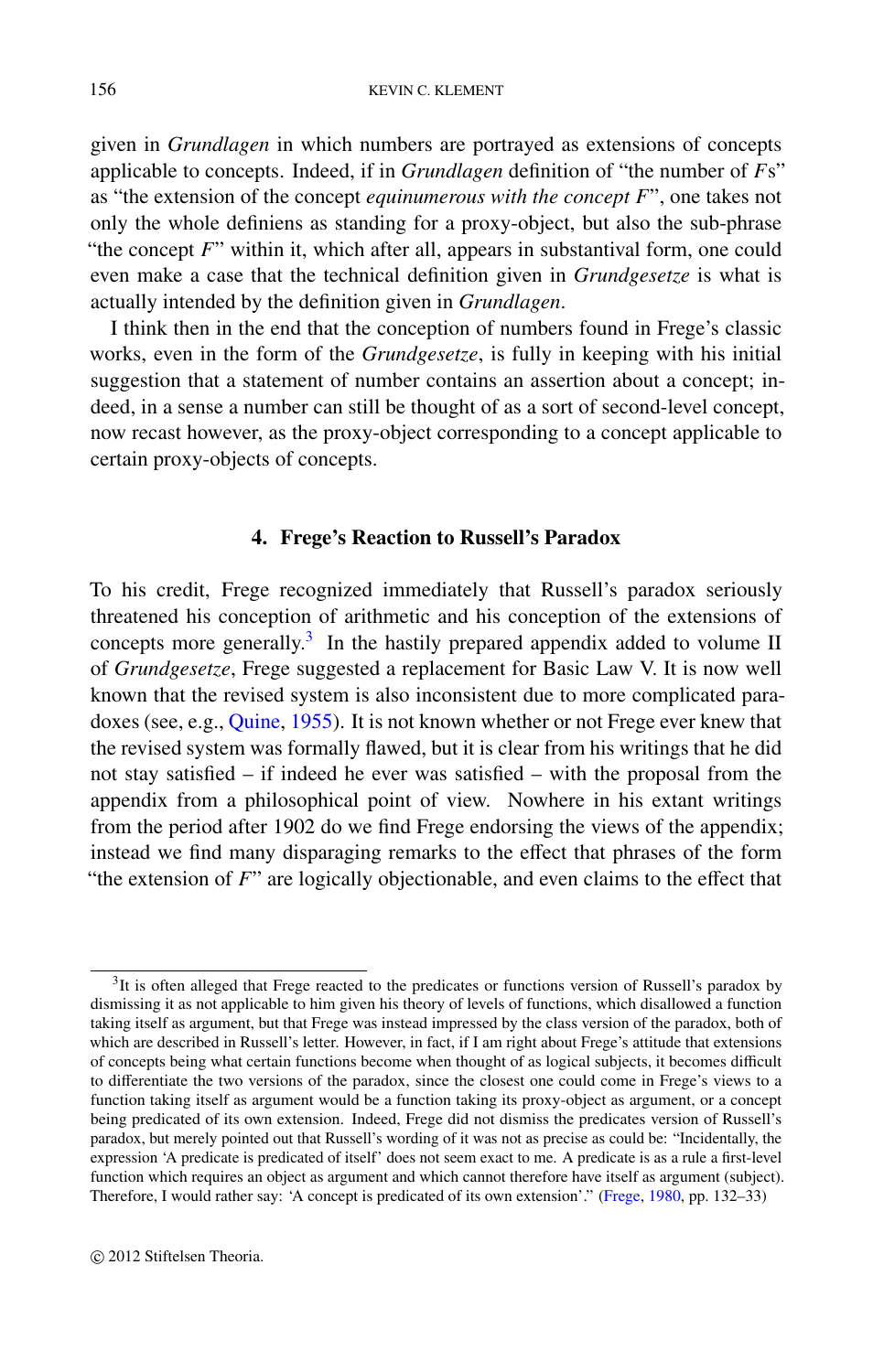given in *Grundlagen* in which numbers are portrayed as extensions of concepts applicable to concepts. Indeed, if in *Grundlagen* definition of "the number of $F$s" as "the extension of the concept *equinumerous with the concept F*", one takes not only the whole definiens as standing for a proxy-object, but also the sub-phrase "the concept $F$" within it, which after all, appears in substantival form, one could even make a case that the technical definition given in *Grundgesetze* is what is actually intended by the definition given in *Grundlagen*.

I think then in the end that the conception of numbers found in Frege's classic works, even in the form of the *Grundgesetze*, is fully in keeping with his initial suggestion that a statement of number contains an assertion about a concept; indeed, in a sense a number can still be thought of as a sort of second-level concept, now recast however, as the proxy-object corresponding to a concept applicable to certain proxy-objects of concepts.

## 4. Frege's Reaction to Russell's Paradox

To his credit, Frege recognized immediately that Russell's paradox seriously threatened his conception of arithmetic and his conception of the extensions of concepts more generally.[3] In the hastily prepared appendix added to volume II of *Grundgesetze*, Frege suggested a replacement for Basic Law V. It is now well known that the revised system is also inconsistent due to more complicated paradoxes (see, e.g., Quine, 1955). It is not known whether or not Frege ever knew that the revised system was formally flawed, but it is clear from his writings that he did not stay satisfied – if indeed he ever was satisfied – with the proposal from the appendix from a philosophical point of view. Nowhere in his extant writings from the period after 1902 do we find Frege endorsing the views of the appendix; instead we find many disparaging remarks to the effect that phrases of the form "the extension of $F$" are logically objectionable, and even claims to the effect that

[3] It is often alleged that Frege reacted to the predicates or functions version of Russell's paradox by dismissing it as not applicable to him given his theory of levels of functions, which disallowed a function taking itself as argument, but that Frege was instead impressed by the class version of the paradox, both of which are described in Russell's letter. However, in fact, if I am right about Frege's attitude that extensions of concepts being what certain functions become when thought of as logical subjects, it becomes difficult to differentiate the two versions of the paradox, since the closest one could come in Frege's views to a function taking itself as argument would be a function taking its proxy-object as argument, or a concept being predicated of its own extension. Indeed, Frege did not dismiss the predicates version of Russell's paradox, but merely pointed out that Russell's wording of it was not as precise as could be: "Incidentally, the expression 'A predicate is predicated of itself' does not seem exact to me. A predicate is as a rule a first-level function which requires an object as argument and which cannot therefore have itself as argument (subject). Therefore, I would rather say: 'A concept is predicated of its own extension'." (Frege, 1980, pp. 132–33)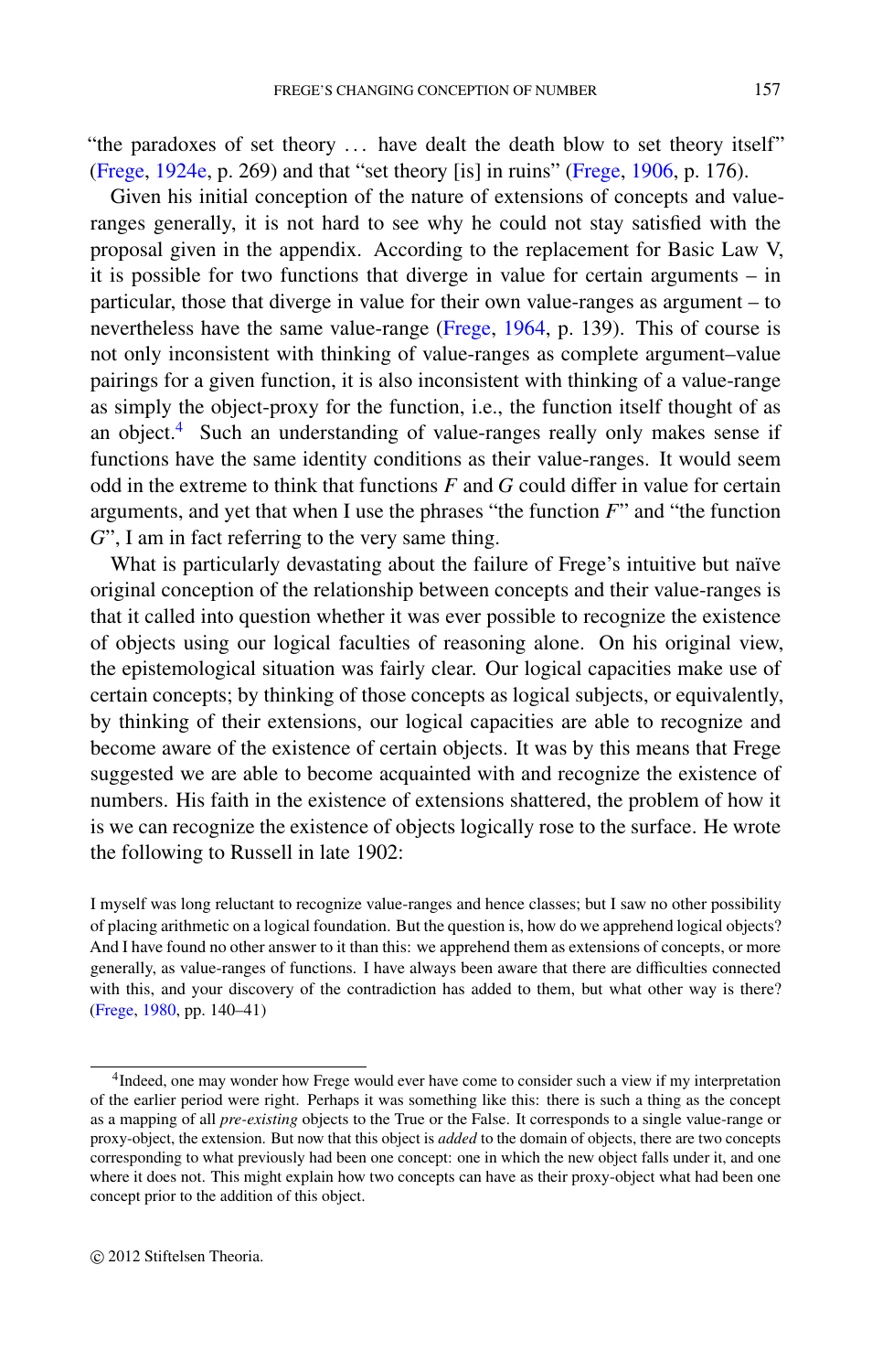"the paradoxes of set theory ... have dealt the death blow to set theory itself" (Frege, 1924e, p. 269) and that "set theory [is] in ruins" (Frege, 1906, p. 176).

Given his initial conception of the nature of extensions of concepts and value-ranges generally, it is not hard to see why he could not stay satisfied with the proposal given in the appendix. According to the replacement for Basic Law V, it is possible for two functions that diverge in value for certain arguments – in particular, those that diverge in value for their own value-ranges as argument – to nevertheless have the same value-range (Frege, 1964, p. 139). This of course is not only inconsistent with thinking of value-ranges as complete argument–value pairings for a given function, it is also inconsistent with thinking of a value-range as simply the object-proxy for the function, i.e., the function itself thought of as an object.[4] Such an understanding of value-ranges really only makes sense if functions have the same identity conditions as their value-ranges. It would seem odd in the extreme to think that functions $F$ and $G$ could differ in value for certain arguments, and yet that when I use the phrases "the function $F$" and "the function $G$", I am in fact referring to the very same thing.

What is particularly devastating about the failure of Frege's intuitive but naïve original conception of the relationship between concepts and their value-ranges is that it called into question whether it was ever possible to recognize the existence of objects using our logical faculties of reasoning alone. On his original view, the epistemological situation was fairly clear. Our logical capacities make use of certain concepts; by thinking of those concepts as logical subjects, or equivalently, by thinking of their extensions, our logical capacities are able to recognize and become aware of the existence of certain objects. It was by this means that Frege suggested we are able to become acquainted with and recognize the existence of numbers. His faith in the existence of extensions shattered, the problem of how it is we can recognize the existence of objects logically rose to the surface. He wrote the following to Russell in late 1902:

> I myself was long reluctant to recognize value-ranges and hence classes; but I saw no other possibility of placing arithmetic on a logical foundation. But the question is, how do we apprehend logical objects? And I have found no other answer to it than this: we apprehend them as extensions of concepts, or more generally, as value-ranges of functions. I have always been aware that there are difficulties connected with this, and your discovery of the contradiction has added to them, but what other way is there? (Frege, 1980, pp. 140–41)

---

[4] Indeed, one may wonder how Frege would ever have come to consider such a view if my interpretation of the earlier period were right. Perhaps it was something like this: there is such a thing as the concept as a mapping of all *pre-existing* objects to the True or the False. It corresponds to a single value-range or proxy-object, the extension. But now that this object is *added* to the domain of objects, there are two concepts corresponding to what previously had been one concept: one in which the new object falls under it, and one where it does not. This might explain how two concepts can have as their proxy-object what had been one concept prior to the addition of this object.

© 2012 Stiftelsen Theoria.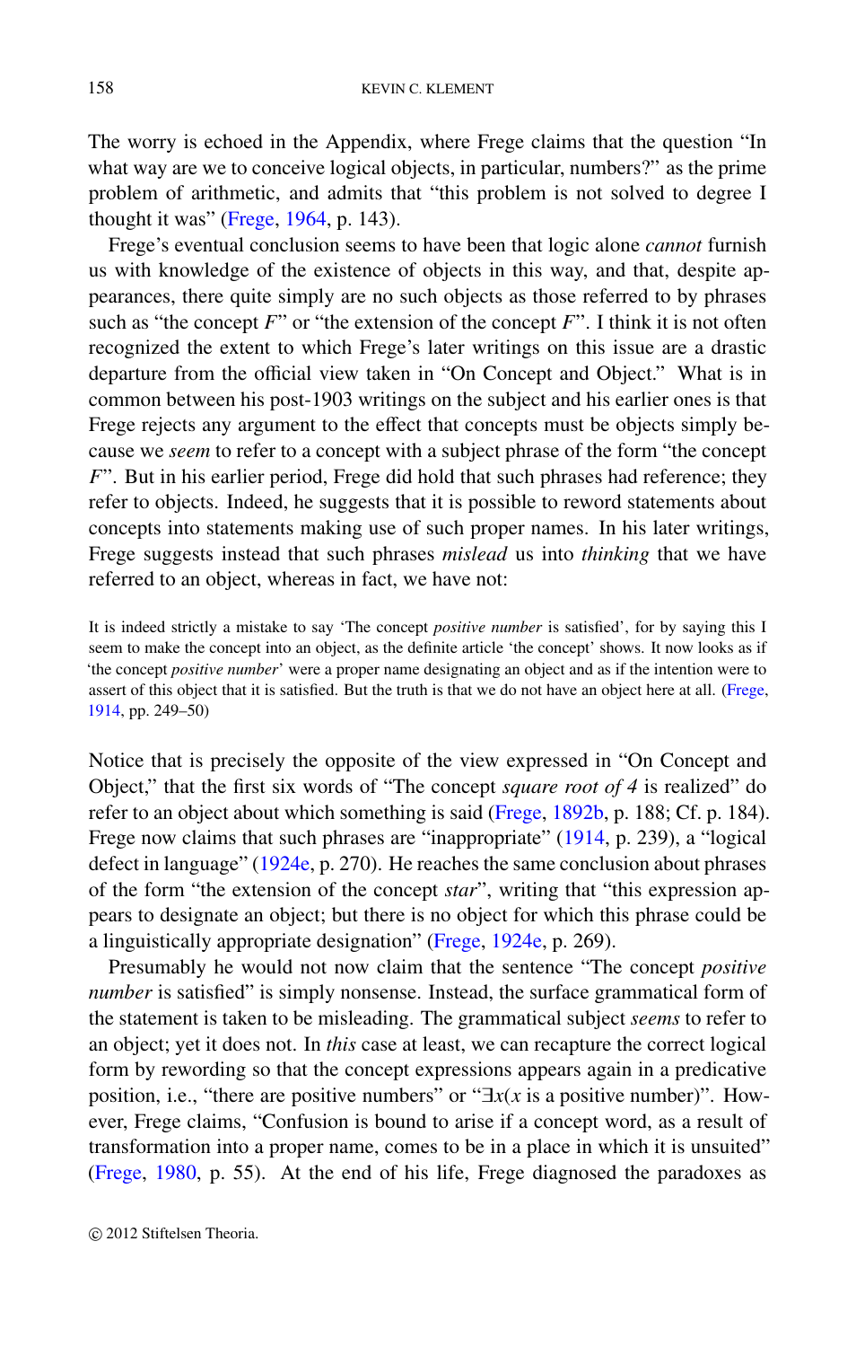The worry is echoed in the Appendix, where Frege claims that the question "In what way are we to conceive logical objects, in particular, numbers?" as the prime problem of arithmetic, and admits that "this problem is not solved to degree I thought it was" (Frege, 1964, p. 143).

Frege's eventual conclusion seems to have been that logic alone *cannot* furnish us with knowledge of the existence of objects in this way, and that, despite appearances, there quite simply are no such objects as those referred to by phrases such as "the concept $F$" or "the extension of the concept $F$". I think it is not often recognized the extent to which Frege's later writings on this issue are a drastic departure from the official view taken in "On Concept and Object." What is in common between his post-1903 writings on the subject and his earlier ones is that Frege rejects any argument to the effect that concepts must be objects simply because we *seem* to refer to a concept with a subject phrase of the form "the concept $F$". But in his earlier period, Frege did hold that such phrases had reference; they refer to objects. Indeed, he suggests that it is possible to reword statements about concepts into statements making use of such proper names. In his later writings, Frege suggests instead that such phrases *mislead* us into *thinking* that we have referred to an object, whereas in fact, we have not:

> It is indeed strictly a mistake to say 'The concept *positive number* is satisfied', for by saying this I seem to make the concept into an object, as the definite article 'the concept' shows. It now looks as if 'the concept *positive number*' were a proper name designating an object and as if the intention were to assert of this object that it is satisfied. But the truth is that we do not have an object here at all. (Frege, 1914, pp. 249–50)

Notice that is precisely the opposite of the view expressed in "On Concept and Object," that the first six words of "The concept *square root of 4* is realized" do refer to an object about which something is said (Frege, 1892b, p. 188; Cf. p. 184). Frege now claims that such phrases are "inappropriate" (1914, p. 239), a "logical defect in language" (1924e, p. 270). He reaches the same conclusion about phrases of the form "the extension of the concept *star*", writing that "this expression appears to designate an object; but there is no object for which this phrase could be a linguistically appropriate designation" (Frege, 1924e, p. 269).

Presumably he would not now claim that the sentence "The concept *positive number* is satisfied" is simply nonsense. Instead, the surface grammatical form of the statement is taken to be misleading. The grammatical subject *seems* to refer to an object; yet it does not. In *this* case at least, we can recapture the correct logical form by rewording so that the concept expressions appears again in a predicative position, i.e., "there are positive numbers" or "$\exists x$($x$ is a positive number)". However, Frege claims, "Confusion is bound to arise if a concept word, as a result of transformation into a proper name, comes to be in a place in which it is unsuited" (Frege, 1980, p. 55). At the end of his life, Frege diagnosed the paradoxes as

© 2012 Stiftelsen Theoria.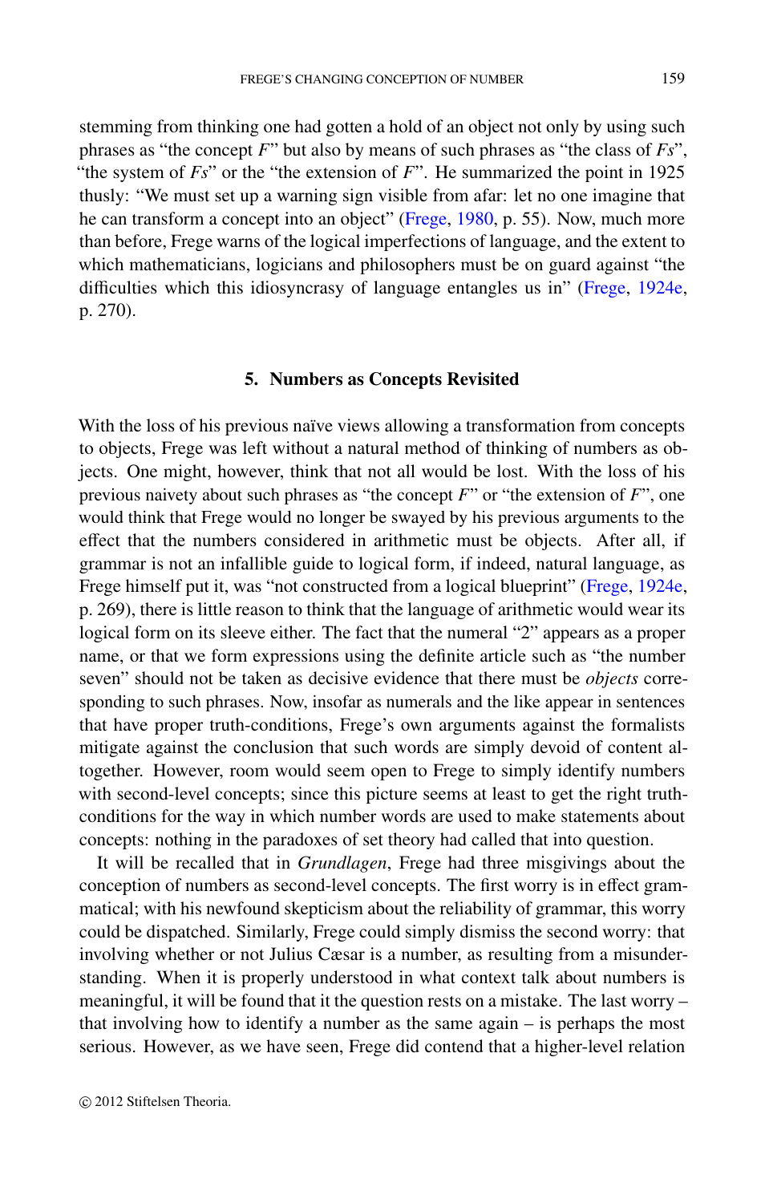stemming from thinking one had gotten a hold of an object not only by using such phrases as "the concept *F*" but also by means of such phrases as "the class of *Fs*", "the system of *Fs*" or the "the extension of *F*". He summarized the point in 1925 thusly: "We must set up a warning sign visible from afar: let no one imagine that he can transform a concept into an object" (Frege, 1980, p. 55). Now, much more than before, Frege warns of the logical imperfections of language, and the extent to which mathematicians, logicians and philosophers must be on guard against "the difficulties which this idiosyncrasy of language entangles us in" (Frege, 1924e, p. 270).

## 5. Numbers as Concepts Revisited

With the loss of his previous naïve views allowing a transformation from concepts to objects, Frege was left without a natural method of thinking of numbers as objects. One might, however, think that not all would be lost. With the loss of his previous naivety about such phrases as "the concept *F*" or "the extension of *F*", one would think that Frege would no longer be swayed by his previous arguments to the effect that the numbers considered in arithmetic must be objects. After all, if grammar is not an infallible guide to logical form, if indeed, natural language, as Frege himself put it, was "not constructed from a logical blueprint" (Frege, 1924e, p. 269), there is little reason to think that the language of arithmetic would wear its logical form on its sleeve either. The fact that the numeral "2" appears as a proper name, or that we form expressions using the definite article such as "the number seven" should not be taken as decisive evidence that there must be *objects* corresponding to such phrases. Now, insofar as numerals and the like appear in sentences that have proper truth-conditions, Frege's own arguments against the formalists mitigate against the conclusion that such words are simply devoid of content altogether. However, room would seem open to Frege to simply identify numbers with second-level concepts; since this picture seems at least to get the right truth-conditions for the way in which number words are used to make statements about concepts: nothing in the paradoxes of set theory had called that into question.

It will be recalled that in *Grundlagen*, Frege had three misgivings about the conception of numbers as second-level concepts. The first worry is in effect grammatical; with his newfound skepticism about the reliability of grammar, this worry could be dispatched. Similarly, Frege could simply dismiss the second worry: that involving whether or not Julius Cæsar is a number, as resulting from a misunderstanding. When it is properly understood in what context talk about numbers is meaningful, it will be found that it the question rests on a mistake. The last worry – that involving how to identify a number as the same again – is perhaps the most serious. However, as we have seen, Frege did contend that a higher-level relation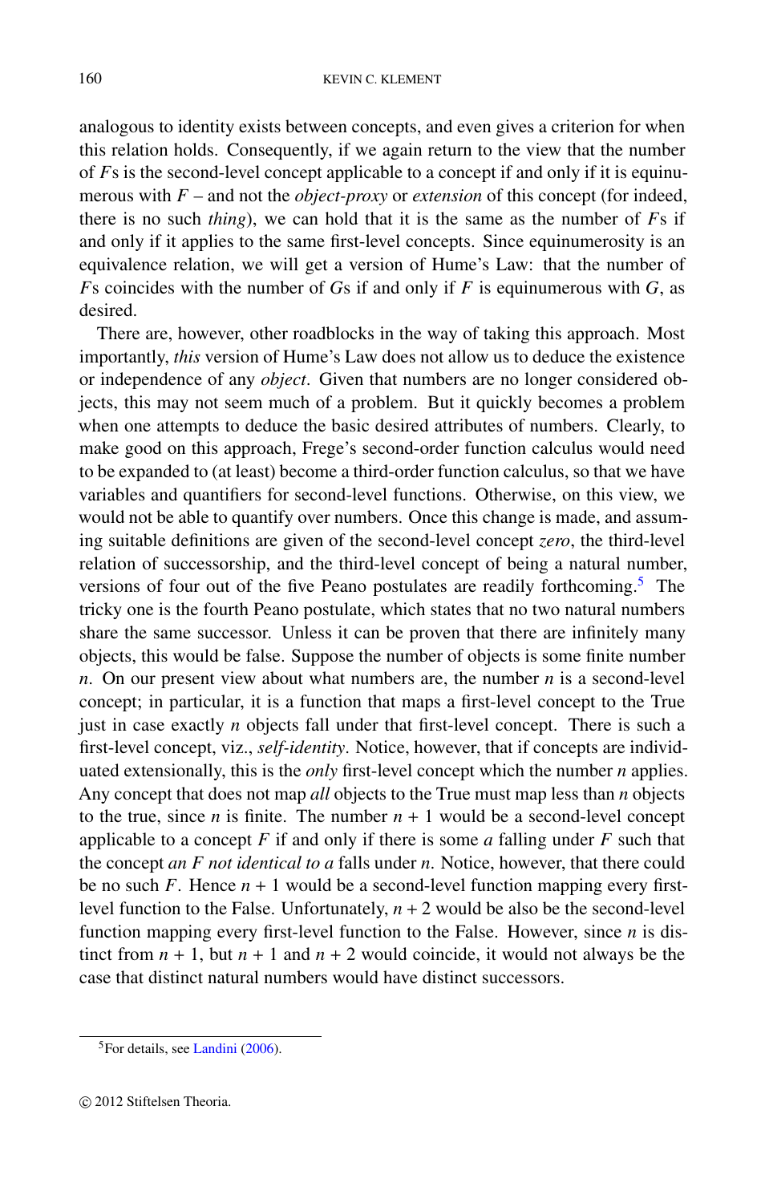analogous to identity exists between concepts, and even gives a criterion for when this relation holds. Consequently, if we again return to the view that the number of $F$s is the second-level concept applicable to a concept if and only if it is equinumerous with $F$ – and not the *object-proxy* or *extension* of this concept (for indeed, there is no such *thing*), we can hold that it is the same as the number of $F$s if and only if it applies to the same first-level concepts. Since equinumerosity is an equivalence relation, we will get a version of Hume's Law: that the number of $F$s coincides with the number of $G$s if and only if $F$ is equinumerous with $G$, as desired.

There are, however, other roadblocks in the way of taking this approach. Most importantly, *this* version of Hume's Law does not allow us to deduce the existence or independence of any *object*. Given that numbers are no longer considered objects, this may not seem much of a problem. But it quickly becomes a problem when one attempts to deduce the basic desired attributes of numbers. Clearly, to make good on this approach, Frege's second-order function calculus would need to be expanded to (at least) become a third-order function calculus, so that we have variables and quantifiers for second-level functions. Otherwise, on this view, we would not be able to quantify over numbers. Once this change is made, and assuming suitable definitions are given of the second-level concept *zero*, the third-level relation of successorship, and the third-level concept of being a natural number, versions of four out of the five Peano postulates are readily forthcoming.[5] The tricky one is the fourth Peano postulate, which states that no two natural numbers share the same successor. Unless it can be proven that there are infinitely many objects, this would be false. Suppose the number of objects is some finite number $n$. On our present view about what numbers are, the number $n$ is a second-level concept; in particular, it is a function that maps a first-level concept to the True just in case exactly $n$ objects fall under that first-level concept. There is such a first-level concept, viz., *self-identity*. Notice, however, that if concepts are individuated extensionally, this is the *only* first-level concept which the number $n$ applies. Any concept that does not map *all* objects to the True must map less than $n$ objects to the true, since $n$ is finite. The number $n + 1$ would be a second-level concept applicable to a concept $F$ if and only if there is some $a$ falling under $F$ such that the concept *an* $F$ *not identical to* $a$ falls under $n$. Notice, however, that there could be no such $F$. Hence $n + 1$ would be a second-level function mapping every first-level function to the False. Unfortunately, $n + 2$ would be also be the second-level function mapping every first-level function to the False. However, since $n$ is distinct from $n + 1$, but $n + 1$ and $n + 2$ would coincide, it would not always be the case that distinct natural numbers would have distinct successors.

[5] For details, see Landini (2006).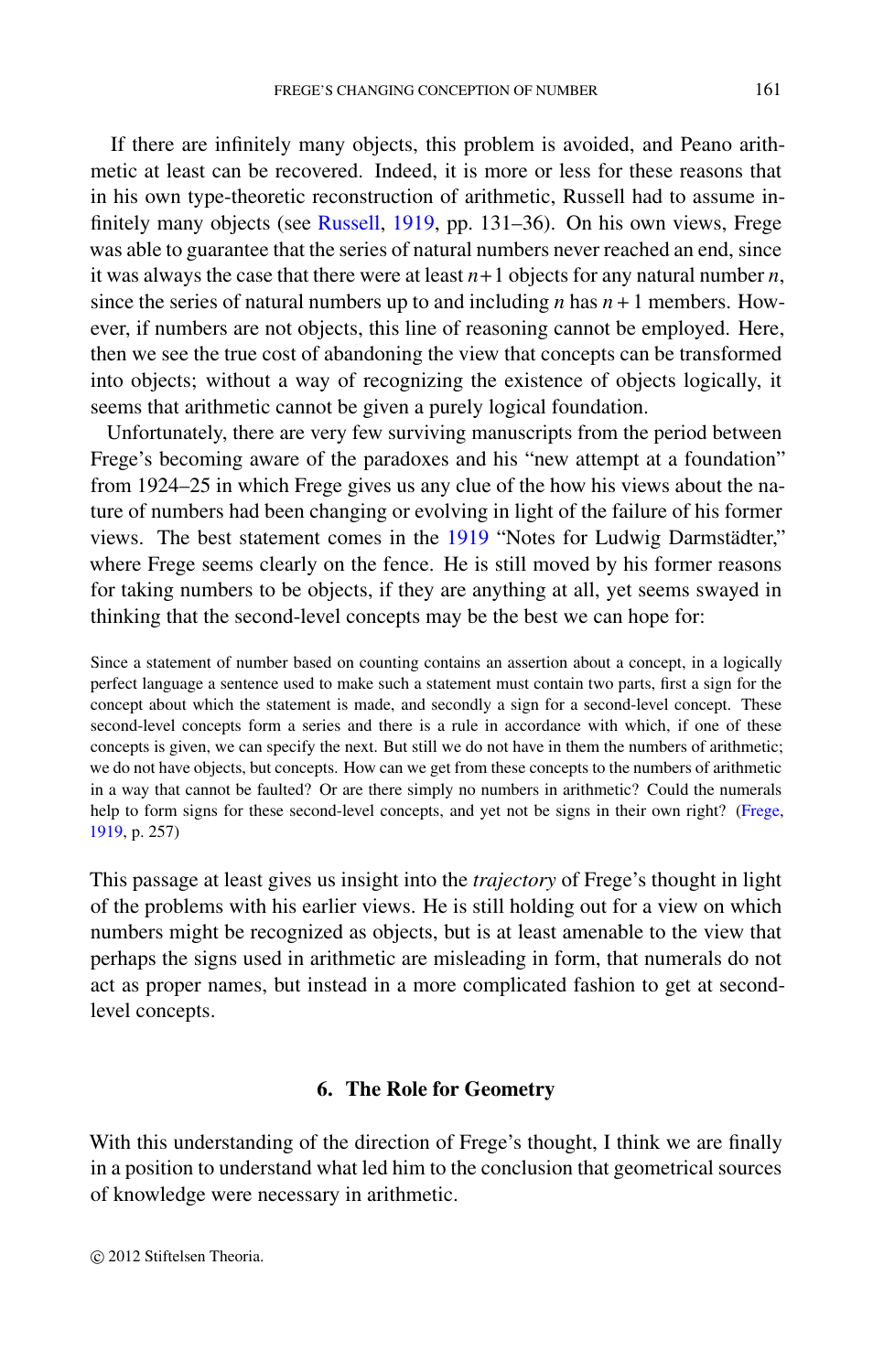If there are infinitely many objects, this problem is avoided, and Peano arithmetic at least can be recovered. Indeed, it is more or less for these reasons that in his own type-theoretic reconstruction of arithmetic, Russell had to assume infinitely many objects (see Russell, 1919, pp. 131–36). On his own views, Frege was able to guarantee that the series of natural numbers never reached an end, since it was always the case that there were at least $n+1$ objects for any natural number $n$, since the series of natural numbers up to and including $n$ has $n+1$ members. However, if numbers are not objects, this line of reasoning cannot be employed. Here, then we see the true cost of abandoning the view that concepts can be transformed into objects; without a way of recognizing the existence of objects logically, it seems that arithmetic cannot be given a purely logical foundation.

Unfortunately, there are very few surviving manuscripts from the period between Frege's becoming aware of the paradoxes and his "new attempt at a foundation" from 1924–25 in which Frege gives us any clue of the how his views about the nature of numbers had been changing or evolving in light of the failure of his former views. The best statement comes in the 1919 "Notes for Ludwig Darmstädter," where Frege seems clearly on the fence. He is still moved by his former reasons for taking numbers to be objects, if they are anything at all, yet seems swayed in thinking that the second-level concepts may be the best we can hope for:

> Since a statement of number based on counting contains an assertion about a concept, in a logically perfect language a sentence used to make such a statement must contain two parts, first a sign for the concept about which the statement is made, and secondly a sign for a second-level concept. These second-level concepts form a series and there is a rule in accordance with which, if one of these concepts is given, we can specify the next. But still we do not have in them the numbers of arithmetic; we do not have objects, but concepts. How can we get from these concepts to the numbers of arithmetic in a way that cannot be faulted? Or are there simply no numbers in arithmetic? Could the numerals help to form signs for these second-level concepts, and yet not be signs in their own right? (Frege, 1919, p. 257)

This passage at least gives us insight into the *trajectory* of Frege's thought in light of the problems with his earlier views. He is still holding out for a view on which numbers might be recognized as objects, but is at least amenable to the view that perhaps the signs used in arithmetic are misleading in form, that numerals do not act as proper names, but instead in a more complicated fashion to get at second-level concepts.

## 6. The Role for Geometry

With this understanding of the direction of Frege's thought, I think we are finally in a position to understand what led him to the conclusion that geometrical sources of knowledge were necessary in arithmetic.

© 2012 Stiftelsen Theoria.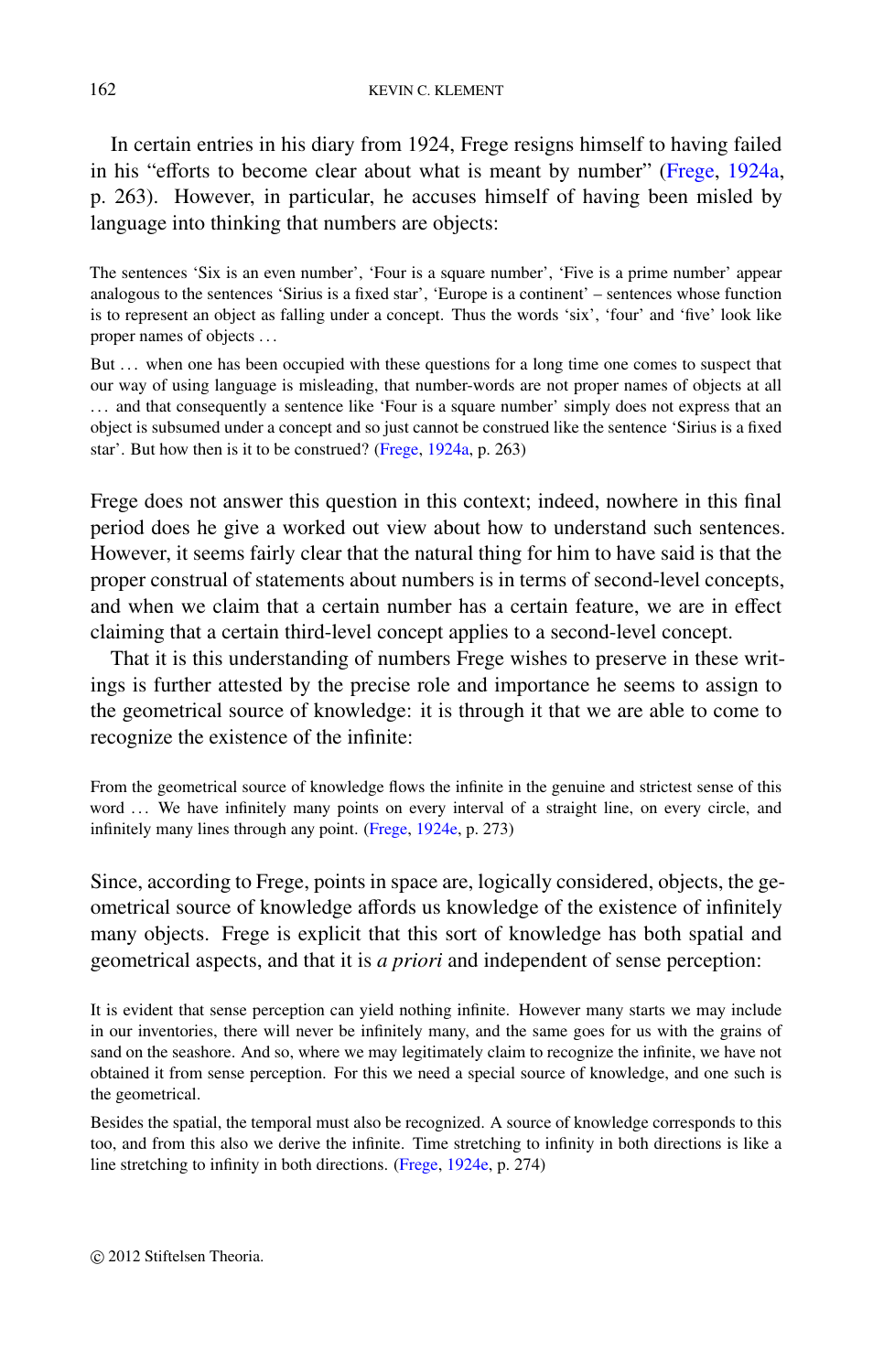In certain entries in his diary from 1924, Frege resigns himself to having failed in his "efforts to become clear about what is meant by number" (Frege, 1924a, p. 263). However, in particular, he accuses himself of having been misled by language into thinking that numbers are objects:

> The sentences 'Six is an even number', 'Four is a square number', 'Five is a prime number' appear analogous to the sentences 'Sirius is a fixed star', 'Europe is a continent' – sentences whose function is to represent an object as falling under a concept. Thus the words 'six', 'four' and 'five' look like proper names of objects . . .
>
> But . . . when one has been occupied with these questions for a long time one comes to suspect that our way of using language is misleading, that number-words are not proper names of objects at all . . . and that consequently a sentence like 'Four is a square number' simply does not express that an object is subsumed under a concept and so just cannot be construed like the sentence 'Sirius is a fixed star'. But how then is it to be construed? (Frege, 1924a, p. 263)

Frege does not answer this question in this context; indeed, nowhere in this final period does he give a worked out view about how to understand such sentences. However, it seems fairly clear that the natural thing for him to have said is that the proper construal of statements about numbers is in terms of second-level concepts, and when we claim that a certain number has a certain feature, we are in effect claiming that a certain third-level concept applies to a second-level concept.

That it is this understanding of numbers Frege wishes to preserve in these writings is further attested by the precise role and importance he seems to assign to the geometrical source of knowledge: it is through it that we are able to come to recognize the existence of the infinite:

> From the geometrical source of knowledge flows the infinite in the genuine and strictest sense of this word . . . We have infinitely many points on every interval of a straight line, on every circle, and infinitely many lines through any point. (Frege, 1924e, p. 273)

Since, according to Frege, points in space are, logically considered, objects, the geometrical source of knowledge affords us knowledge of the existence of infinitely many objects. Frege is explicit that this sort of knowledge has both spatial and geometrical aspects, and that it is *a priori* and independent of sense perception:

> It is evident that sense perception can yield nothing infinite. However many starts we may include in our inventories, there will never be infinitely many, and the same goes for us with the grains of sand on the seashore. And so, where we may legitimately claim to recognize the infinite, we have not obtained it from sense perception. For this we need a special source of knowledge, and one such is the geometrical.
>
> Besides the spatial, the temporal must also be recognized. A source of knowledge corresponds to this too, and from this also we derive the infinite. Time stretching to infinity in both directions is like a line stretching to infinity in both directions. (Frege, 1924e, p. 274)

© 2012 Stiftelsen Theoria.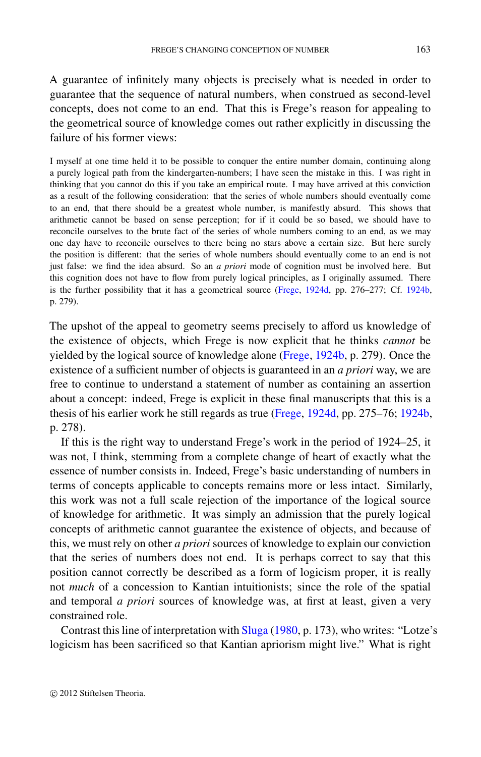A guarantee of infinitely many objects is precisely what is needed in order to guarantee that the sequence of natural numbers, when construed as second-level concepts, does not come to an end. That this is Frege's reason for appealing to the geometrical source of knowledge comes out rather explicitly in discussing the failure of his former views:

> I myself at one time held it to be possible to conquer the entire number domain, continuing along a purely logical path from the kindergarten-numbers; I have seen the mistake in this. I was right in thinking that you cannot do this if you take an empirical route. I may have arrived at this conviction as a result of the following consideration: that the series of whole numbers should eventually come to an end, that there should be a greatest whole number, is manifestly absurd. This shows that arithmetic cannot be based on sense perception; for if it could be so based, we should have to reconcile ourselves to the brute fact of the series of whole numbers coming to an end, as we may one day have to reconcile ourselves to there being no stars above a certain size. But here surely the position is different: that the series of whole numbers should eventually come to an end is not just false: we find the idea absurd. So an *a priori* mode of cognition must be involved here. But this cognition does not have to flow from purely logical principles, as I originally assumed. There is the further possibility that it has a geometrical source (Frege, 1924d, pp. 276–277; Cf. 1924b, p. 279).

The upshot of the appeal to geometry seems precisely to afford us knowledge of the existence of objects, which Frege is now explicit that he thinks *cannot* be yielded by the logical source of knowledge alone (Frege, 1924b, p. 279). Once the existence of a sufficient number of objects is guaranteed in an *a priori* way, we are free to continue to understand a statement of number as containing an assertion about a concept: indeed, Frege is explicit in these final manuscripts that this is a thesis of his earlier work he still regards as true (Frege, 1924d, pp. 275–76; 1924b, p. 278).

If this is the right way to understand Frege's work in the period of 1924–25, it was not, I think, stemming from a complete change of heart of exactly what the essence of number consists in. Indeed, Frege's basic understanding of numbers in terms of concepts applicable to concepts remains more or less intact. Similarly, this work was not a full scale rejection of the importance of the logical source of knowledge for arithmetic. It was simply an admission that the purely logical concepts of arithmetic cannot guarantee the existence of objects, and because of this, we must rely on other *a priori* sources of knowledge to explain our conviction that the series of numbers does not end. It is perhaps correct to say that this position cannot correctly be described as a form of logicism proper, it is really not *much* of a concession to Kantian intuitionists; since the role of the spatial and temporal *a priori* sources of knowledge was, at first at least, given a very constrained role.

Contrast this line of interpretation with Sluga (1980, p. 173), who writes: "Lotze's logicism has been sacrificed so that Kantian apriorism might live." What is right

© 2012 Stiftelsen Theoria.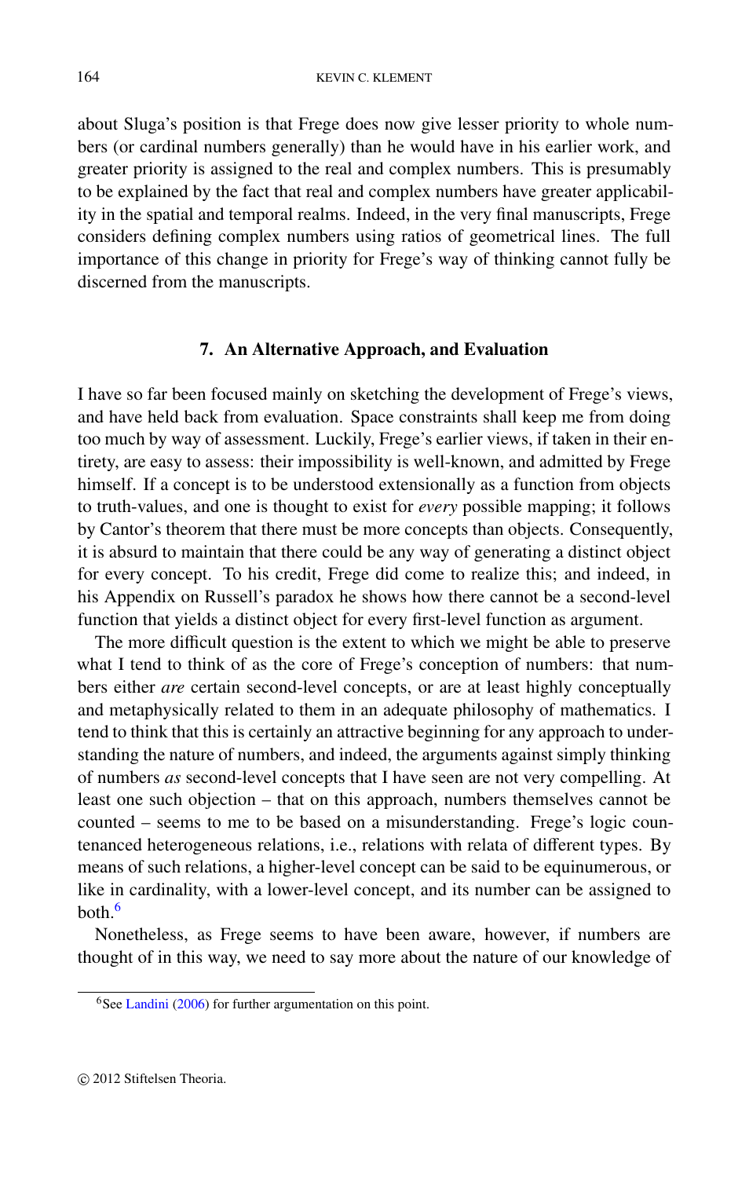about Sluga's position is that Frege does now give lesser priority to whole numbers (or cardinal numbers generally) than he would have in his earlier work, and greater priority is assigned to the real and complex numbers. This is presumably to be explained by the fact that real and complex numbers have greater applicability in the spatial and temporal realms. Indeed, in the very final manuscripts, Frege considers defining complex numbers using ratios of geometrical lines. The full importance of this change in priority for Frege's way of thinking cannot fully be discerned from the manuscripts.

## 7. An Alternative Approach, and Evaluation

I have so far been focused mainly on sketching the development of Frege's views, and have held back from evaluation. Space constraints shall keep me from doing too much by way of assessment. Luckily, Frege's earlier views, if taken in their entirety, are easy to assess: their impossibility is well-known, and admitted by Frege himself. If a concept is to be understood extensionally as a function from objects to truth-values, and one is thought to exist for *every* possible mapping; it follows by Cantor's theorem that there must be more concepts than objects. Consequently, it is absurd to maintain that there could be any way of generating a distinct object for every concept. To his credit, Frege did come to realize this; and indeed, in his Appendix on Russell's paradox he shows how there cannot be a second-level function that yields a distinct object for every first-level function as argument.

The more difficult question is the extent to which we might be able to preserve what I tend to think of as the core of Frege's conception of numbers: that numbers either *are* certain second-level concepts, or are at least highly conceptually and metaphysically related to them in an adequate philosophy of mathematics. I tend to think that this is certainly an attractive beginning for any approach to understanding the nature of numbers, and indeed, the arguments against simply thinking of numbers *as* second-level concepts that I have seen are not very compelling. At least one such objection – that on this approach, numbers themselves cannot be counted – seems to me to be based on a misunderstanding. Frege's logic countenanced heterogeneous relations, i.e., relations with relata of different types. By means of such relations, a higher-level concept can be said to be equinumerous, or like in cardinality, with a lower-level concept, and its number can be assigned to both.[6]

Nonetheless, as Frege seems to have been aware, however, if numbers are thought of in this way, we need to say more about the nature of our knowledge of

[6] See Landini (2006) for further argumentation on this point.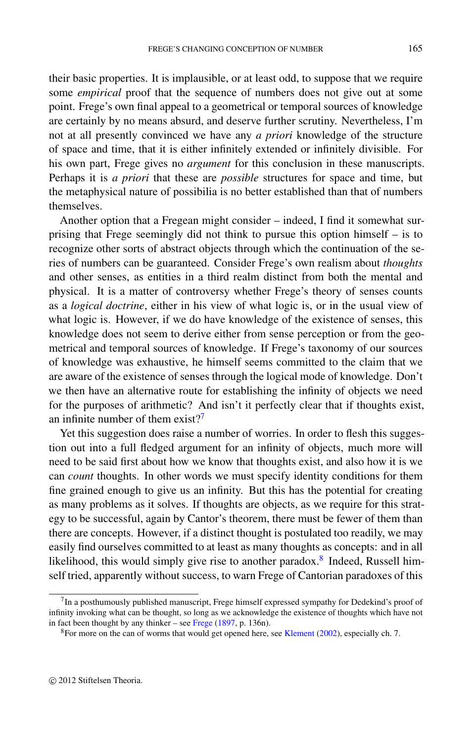their basic properties. It is implausible, or at least odd, to suppose that we require some *empirical* proof that the sequence of numbers does not give out at some point. Frege's own final appeal to a geometrical or temporal sources of knowledge are certainly by no means absurd, and deserve further scrutiny. Nevertheless, I'm not at all presently convinced we have any *a priori* knowledge of the structure of space and time, that it is either infinitely extended or infinitely divisible. For his own part, Frege gives no *argument* for this conclusion in these manuscripts. Perhaps it is *a priori* that these are *possible* structures for space and time, but the metaphysical nature of possibilia is no better established than that of numbers themselves.

Another option that a Fregean might consider – indeed, I find it somewhat surprising that Frege seemingly did not think to pursue this option himself – is to recognize other sorts of abstract objects through which the continuation of the series of numbers can be guaranteed. Consider Frege's own realism about *thoughts* and other senses, as entities in a third realm distinct from both the mental and physical. It is a matter of controversy whether Frege's theory of senses counts as a *logical doctrine*, either in his view of what logic is, or in the usual view of what logic is. However, if we do have knowledge of the existence of senses, this knowledge does not seem to derive either from sense perception or from the geometrical and temporal sources of knowledge. If Frege's taxonomy of our sources of knowledge was exhaustive, he himself seems committed to the claim that we are aware of the existence of senses through the logical mode of knowledge. Don't we then have an alternative route for establishing the infinity of objects we need for the purposes of arithmetic? And isn't it perfectly clear that if thoughts exist, an infinite number of them exist?[7]

Yet this suggestion does raise a number of worries. In order to flesh this suggestion out into a full fledged argument for an infinity of objects, much more will need to be said first about how we know that thoughts exist, and also how it is we can *count* thoughts. In other words we must specify identity conditions for them fine grained enough to give us an infinity. But this has the potential for creating as many problems as it solves. If thoughts are objects, as we require for this strategy to be successful, again by Cantor's theorem, there must be fewer of them than there are concepts. However, if a distinct thought is postulated too readily, we may easily find ourselves committed to at least as many thoughts as concepts: and in all likelihood, this would simply give rise to another paradox.[8] Indeed, Russell himself tried, apparently without success, to warn Frege of Cantorian paradoxes of this

---

[7] In a posthumously published manuscript, Frege himself expressed sympathy for Dedekind's proof of infinity invoking what can be thought, so long as we acknowledge the existence of thoughts which have not in fact been thought by any thinker – see Frege (1897, p. 136n).

[8] For more on the can of worms that would get opened here, see Klement (2002), especially ch. 7.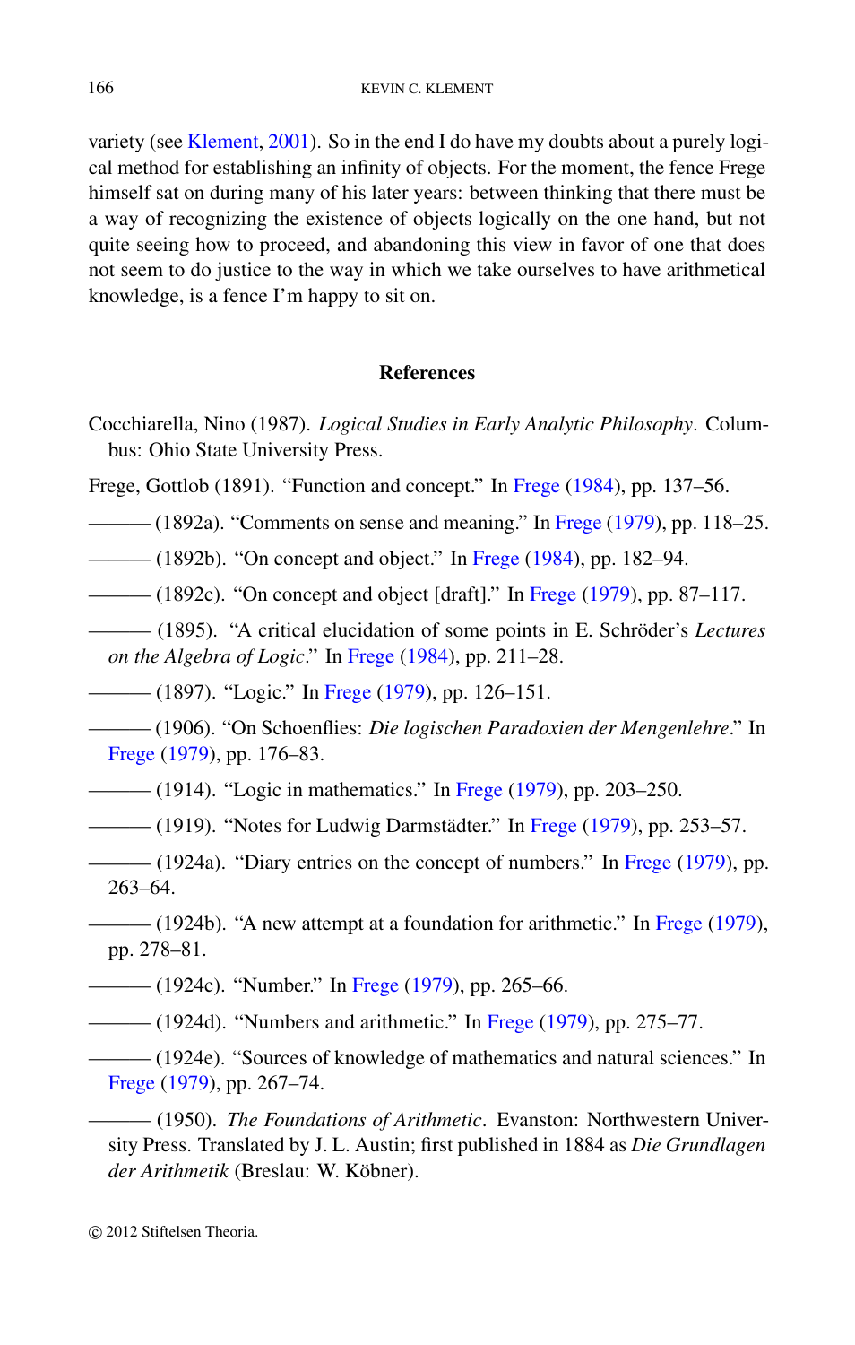variety (see Klement, 2001). So in the end I do have my doubts about a purely logical method for establishing an infinity of objects. For the moment, the fence Frege himself sat on during many of his later years: between thinking that there must be a way of recognizing the existence of objects logically on the one hand, but not quite seeing how to proceed, and abandoning this view in favor of one that does not seem to do justice to the way in which we take ourselves to have arithmetical knowledge, is a fence I'm happy to sit on.

## References

Cocchiarella, Nino (1987). *Logical Studies in Early Analytic Philosophy*. Columbus: Ohio State University Press.

Frege, Gottlob (1891). "Function and concept." In Frege (1984), pp. 137–56.

——— (1892a). "Comments on sense and meaning." In Frege (1979), pp. 118–25.

——— (1892b). "On concept and object." In Frege (1984), pp. 182–94.

——— (1892c). "On concept and object [draft]." In Frege (1979), pp. 87–117.

——— (1895). "A critical elucidation of some points in E. Schröder's *Lectures on the Algebra of Logic*." In Frege (1984), pp. 211–28.

——— (1897). "Logic." In Frege (1979), pp. 126–151.

——— (1906). "On Schoenflies: *Die logischen Paradoxien der Mengenlehre*." In Frege (1979), pp. 176–83.

——— (1914). "Logic in mathematics." In Frege (1979), pp. 203–250.

——— (1919). "Notes for Ludwig Darmstädter." In Frege (1979), pp. 253–57.

——— (1924a). "Diary entries on the concept of numbers." In Frege (1979), pp. 263–64.

——— (1924b). "A new attempt at a foundation for arithmetic." In Frege (1979), pp. 278–81.

——— (1924c). "Number." In Frege (1979), pp. 265–66.

——— (1924d). "Numbers and arithmetic." In Frege (1979), pp. 275–77.

——— (1924e). "Sources of knowledge of mathematics and natural sciences." In Frege (1979), pp. 267–74.

——— (1950). *The Foundations of Arithmetic*. Evanston: Northwestern University Press. Translated by J. L. Austin; first published in 1884 as *Die Grundlagen der Arithmetik* (Breslau: W. Köbner).

© 2012 Stiftelsen Theoria.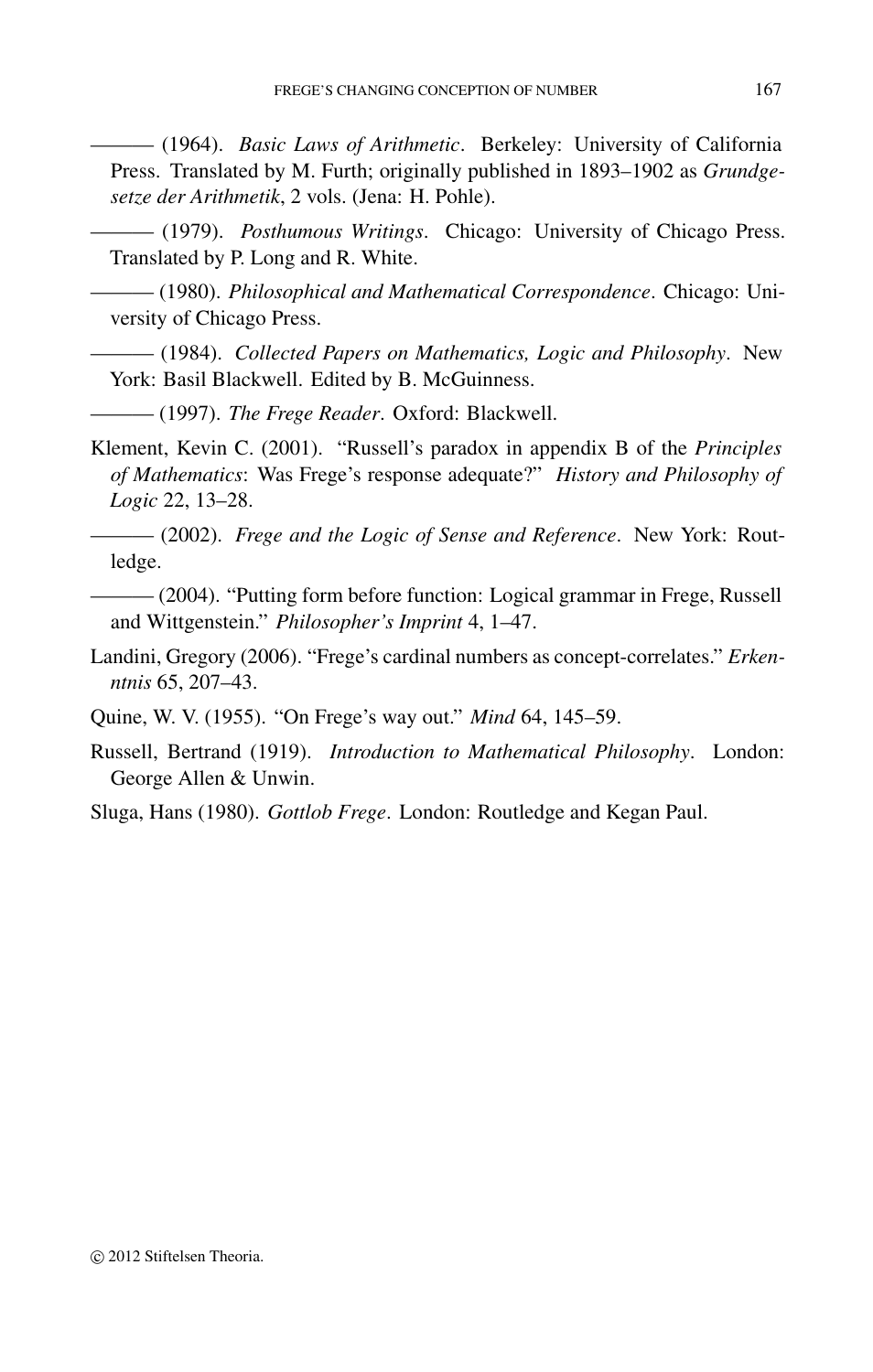——— (1964). *Basic Laws of Arithmetic*. Berkeley: University of California Press. Translated by M. Furth; originally published in 1893–1902 as *Grundgesetze der Arithmetik*, 2 vols. (Jena: H. Pohle).

——— (1979). *Posthumous Writings*. Chicago: University of Chicago Press. Translated by P. Long and R. White.

——— (1980). *Philosophical and Mathematical Correspondence*. Chicago: University of Chicago Press.

——— (1984). *Collected Papers on Mathematics, Logic and Philosophy*. New York: Basil Blackwell. Edited by B. McGuinness.

——— (1997). *The Frege Reader*. Oxford: Blackwell.

Klement, Kevin C. (2001). "Russell's paradox in appendix B of the *Principles of Mathematics*: Was Frege's response adequate?" *History and Philosophy of Logic* 22, 13–28.

——— (2002). *Frege and the Logic of Sense and Reference*. New York: Routledge.

——— (2004). "Putting form before function: Logical grammar in Frege, Russell and Wittgenstein." *Philosopher's Imprint* 4, 1–47.

Landini, Gregory (2006). "Frege's cardinal numbers as concept-correlates." *Erkenntnis* 65, 207–43.

Quine, W. V. (1955). "On Frege's way out." *Mind* 64, 145–59.

Russell, Bertrand (1919). *Introduction to Mathematical Philosophy*. London: George Allen & Unwin.

Sluga, Hans (1980). *Gottlob Frege*. London: Routledge and Kegan Paul.

© 2012 Stiftelsen Theoria.